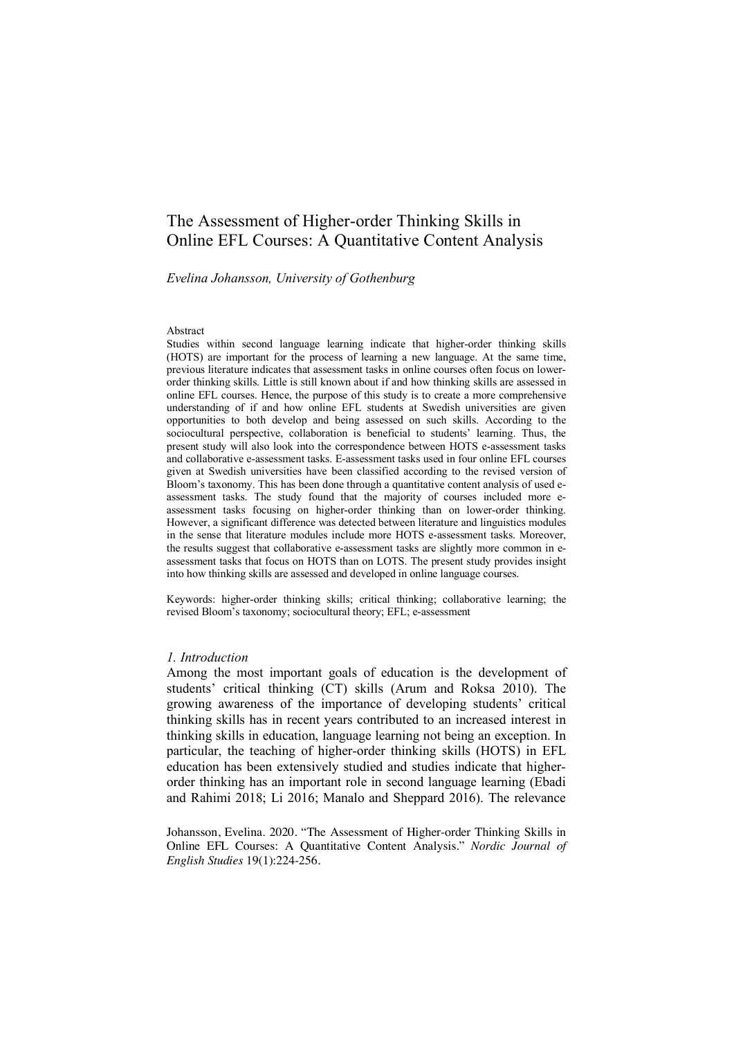# The Assessment of Higher-order Thinking Skills in Online EFL Courses: A Quantitative Content Analysis

*Evelina Johansson, University of Gothenburg*

Abstract

Studies within second language learning indicate that higher-order thinking skills (HOTS) are important for the process of learning a new language. At the same time, previous literature indicates that assessment tasks in online courses often focus on lower-order thinking skills. Little is still known about if and how thinking skills are assessed in online EFL courses. Hence, the purpose of this study is to create a more comprehensive understanding of if and how online EFL students at Swedish universities are given opportunities to both develop and being assessed on such skills. According to the sociocultural perspective, collaboration is beneficial to students' learning. Thus, the present study will also look into the correspondence between HOTS e-assessment tasks and collaborative e-assessment tasks. E-assessment tasks used in four online EFL courses given at Swedish universities have been classified according to the revised version of Bloom's taxonomy. This has been done through a quantitative content analysis of used e-assessment tasks. The study found that the majority of courses included more e-assessment tasks focusing on higher-order thinking than on lower-order thinking. However, a significant difference was detected between literature and linguistics modules in the sense that literature modules include more HOTS e-assessment tasks. Moreover, the results suggest that collaborative e-assessment tasks are slightly more common in e-assessment tasks that focus on HOTS than on LOTS. The present study provides insight into how thinking skills are assessed and developed in online language courses.

Keywords: higher-order thinking skills; critical thinking; collaborative learning; the revised Bloom's taxonomy; sociocultural theory; EFL; e-assessment

## *1. Introduction*

Among the most important goals of education is the development of students' critical thinking (CT) skills (Arum and Roksa 2010). The growing awareness of the importance of developing students' critical thinking skills has in recent years contributed to an increased interest in thinking skills in education, language learning not being an exception. In particular, the teaching of higher-order thinking skills (HOTS) in EFL education has been extensively studied and studies indicate that higher-order thinking has an important role in second language learning (Ebadi and Rahimi 2018; Li 2016; Manalo and Sheppard 2016). The relevance

Johansson, Evelina. 2020. "The Assessment of Higher-order Thinking Skills in Online EFL Courses: A Quantitative Content Analysis." *Nordic Journal of English Studies* 19(1):224-256.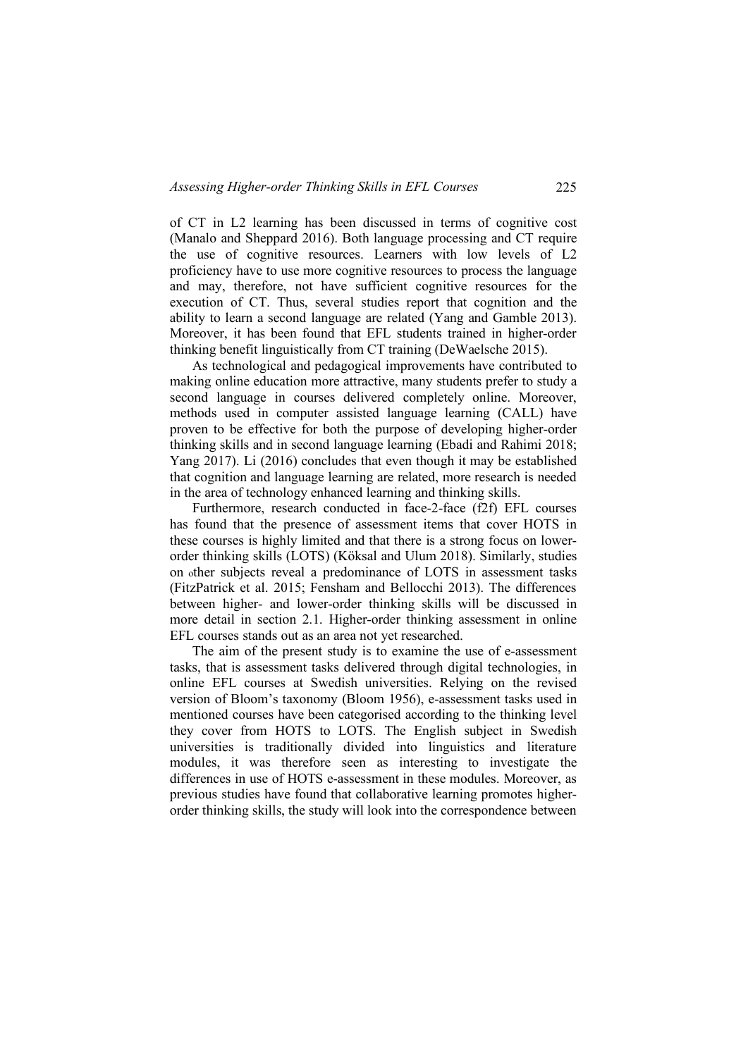of CT in L2 learning has been discussed in terms of cognitive cost (Manalo and Sheppard 2016). Both language processing and CT require the use of cognitive resources. Learners with low levels of L2 proficiency have to use more cognitive resources to process the language and may, therefore, not have sufficient cognitive resources for the execution of CT. Thus, several studies report that cognition and the ability to learn a second language are related (Yang and Gamble 2013). Moreover, it has been found that EFL students trained in higher-order thinking benefit linguistically from CT training (DeWaelsche 2015).

As technological and pedagogical improvements have contributed to making online education more attractive, many students prefer to study a second language in courses delivered completely online. Moreover, methods used in computer assisted language learning (CALL) have proven to be effective for both the purpose of developing higher-order thinking skills and in second language learning (Ebadi and Rahimi 2018; Yang 2017). Li (2016) concludes that even though it may be established that cognition and language learning are related, more research is needed in the area of technology enhanced learning and thinking skills.

Furthermore, research conducted in face-2-face (f2f) EFL courses has found that the presence of assessment items that cover HOTS in these courses is highly limited and that there is a strong focus on lower-order thinking skills (LOTS) (Köksal and Ulum 2018). Similarly, studies on other subjects reveal a predominance of LOTS in assessment tasks (FitzPatrick et al. 2015; Fensham and Bellocchi 2013). The differences between higher- and lower-order thinking skills will be discussed in more detail in section 2.1. Higher-order thinking assessment in online EFL courses stands out as an area not yet researched.

The aim of the present study is to examine the use of e-assessment tasks, that is assessment tasks delivered through digital technologies, in online EFL courses at Swedish universities. Relying on the revised version of Bloom's taxonomy (Bloom 1956), e-assessment tasks used in mentioned courses have been categorised according to the thinking level they cover from HOTS to LOTS. The English subject in Swedish universities is traditionally divided into linguistics and literature modules, it was therefore seen as interesting to investigate the differences in use of HOTS e-assessment in these modules. Moreover, as previous studies have found that collaborative learning promotes higher-order thinking skills, the study will look into the correspondence between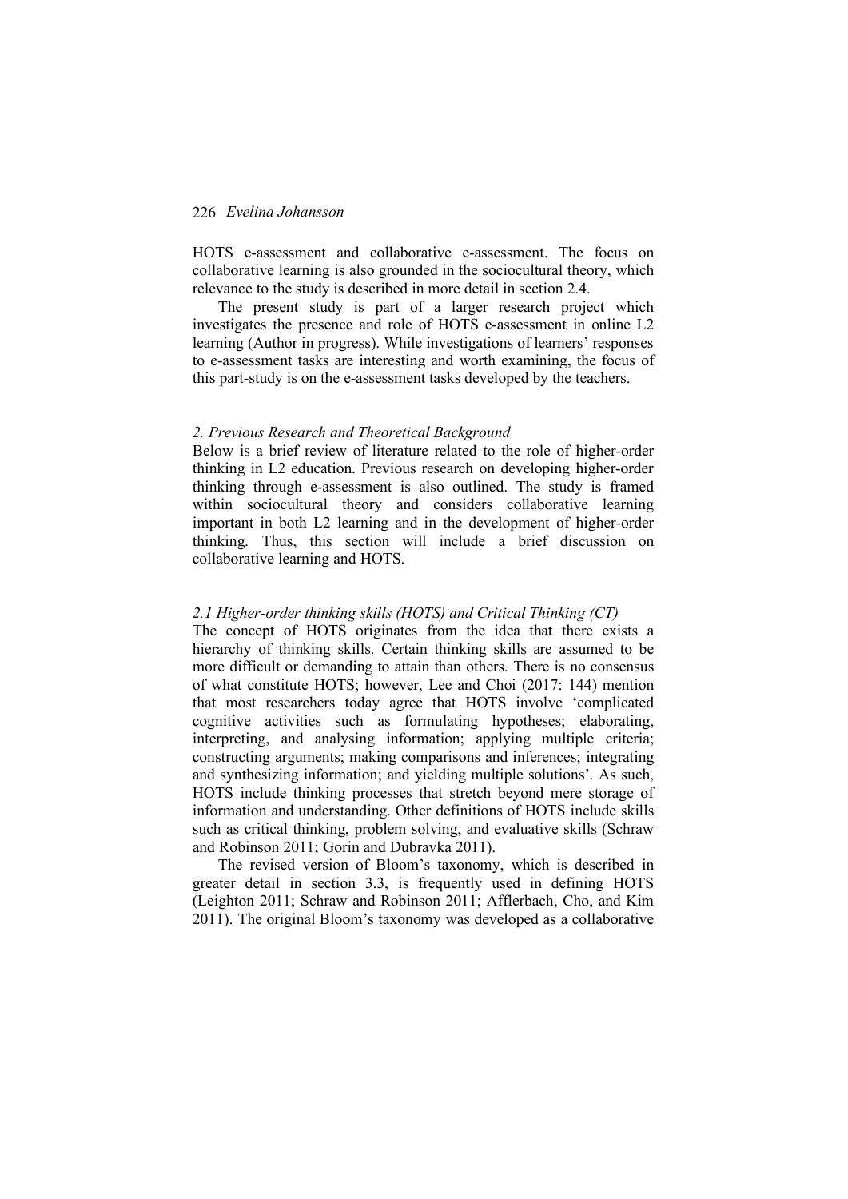HOTS e-assessment and collaborative e-assessment. The focus on collaborative learning is also grounded in the sociocultural theory, which relevance to the study is described in more detail in section 2.4.

The present study is part of a larger research project which investigates the presence and role of HOTS e-assessment in online L2 learning (Author in progress). While investigations of learners' responses to e-assessment tasks are interesting and worth examining, the focus of this part-study is on the e-assessment tasks developed by the teachers.

## *2. Previous Research and Theoretical Background*

Below is a brief review of literature related to the role of higher-order thinking in L2 education. Previous research on developing higher-order thinking through e-assessment is also outlined. The study is framed within sociocultural theory and considers collaborative learning important in both L2 learning and in the development of higher-order thinking. Thus, this section will include a brief discussion on collaborative learning and HOTS.

### *2.1 Higher-order thinking skills (HOTS) and Critical Thinking (CT)*

The concept of HOTS originates from the idea that there exists a hierarchy of thinking skills. Certain thinking skills are assumed to be more difficult or demanding to attain than others. There is no consensus of what constitute HOTS; however, Lee and Choi (2017: 144) mention that most researchers today agree that HOTS involve 'complicated cognitive activities such as formulating hypotheses; elaborating, interpreting, and analysing information; applying multiple criteria; constructing arguments; making comparisons and inferences; integrating and synthesizing information; and yielding multiple solutions'. As such, HOTS include thinking processes that stretch beyond mere storage of information and understanding. Other definitions of HOTS include skills such as critical thinking, problem solving, and evaluative skills (Schraw and Robinson 2011; Gorin and Dubravka 2011).

The revised version of Bloom's taxonomy, which is described in greater detail in section 3.3, is frequently used in defining HOTS (Leighton 2011; Schraw and Robinson 2011; Afflerbach, Cho, and Kim 2011). The original Bloom's taxonomy was developed as a collaborative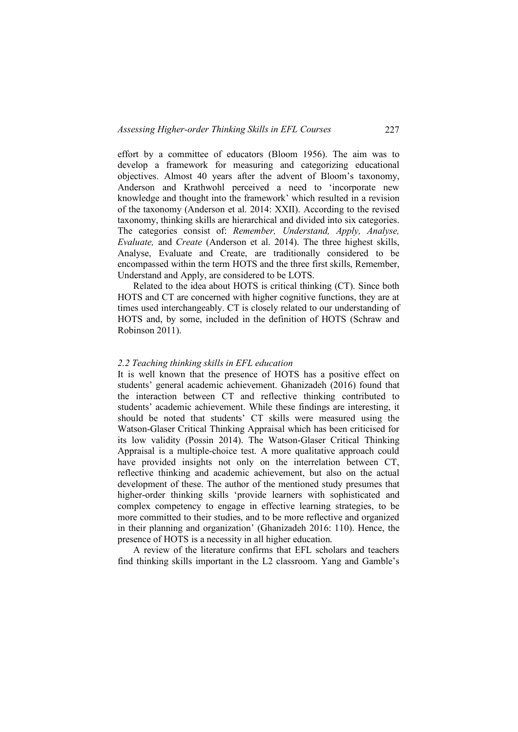effort by a committee of educators (Bloom 1956). The aim was to develop a framework for measuring and categorizing educational objectives. Almost 40 years after the advent of Bloom's taxonomy, Anderson and Krathwohl perceived a need to 'incorporate new knowledge and thought into the framework' which resulted in a revision of the taxonomy (Anderson et al. 2014: XXII). According to the revised taxonomy, thinking skills are hierarchical and divided into six categories. The categories consist of: *Remember, Understand, Apply, Analyse, Evaluate,* and *Create* (Anderson et al. 2014). The three highest skills, Analyse, Evaluate and Create, are traditionally considered to be encompassed within the term HOTS and the three first skills, Remember, Understand and Apply, are considered to be LOTS.

Related to the idea about HOTS is critical thinking (CT). Since both HOTS and CT are concerned with higher cognitive functions, they are at times used interchangeably. CT is closely related to our understanding of HOTS and, by some, included in the definition of HOTS (Schraw and Robinson 2011).

### *2.2 Teaching thinking skills in EFL education*

It is well known that the presence of HOTS has a positive effect on students' general academic achievement. Ghanizadeh (2016) found that the interaction between CT and reflective thinking contributed to students' academic achievement. While these findings are interesting, it should be noted that students' CT skills were measured using the Watson-Glaser Critical Thinking Appraisal which has been criticised for its low validity (Possin 2014). The Watson-Glaser Critical Thinking Appraisal is a multiple-choice test. A more qualitative approach could have provided insights not only on the interrelation between CT, reflective thinking and academic achievement, but also on the actual development of these. The author of the mentioned study presumes that higher-order thinking skills 'provide learners with sophisticated and complex competency to engage in effective learning strategies, to be more committed to their studies, and to be more reflective and organized in their planning and organization' (Ghanizadeh 2016: 110). Hence, the presence of HOTS is a necessity in all higher education.

A review of the literature confirms that EFL scholars and teachers find thinking skills important in the L2 classroom. Yang and Gamble's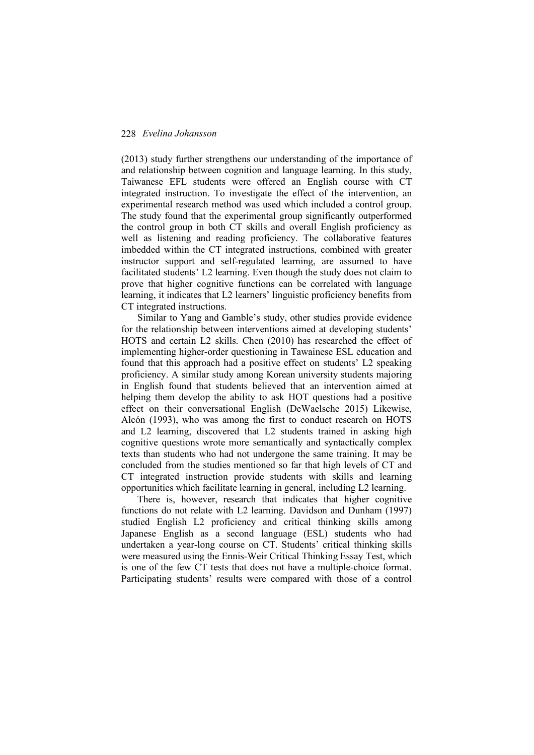(2013) study further strengthens our understanding of the importance of and relationship between cognition and language learning. In this study, Taiwanese EFL students were offered an English course with CT integrated instruction. To investigate the effect of the intervention, an experimental research method was used which included a control group. The study found that the experimental group significantly outperformed the control group in both CT skills and overall English proficiency as well as listening and reading proficiency. The collaborative features imbedded within the CT integrated instructions, combined with greater instructor support and self-regulated learning, are assumed to have facilitated students' L2 learning. Even though the study does not claim to prove that higher cognitive functions can be correlated with language learning, it indicates that L2 learners' linguistic proficiency benefits from CT integrated instructions.

Similar to Yang and Gamble's study, other studies provide evidence for the relationship between interventions aimed at developing students' HOTS and certain L2 skills. Chen (2010) has researched the effect of implementing higher-order questioning in Tawainese ESL education and found that this approach had a positive effect on students' L2 speaking proficiency. A similar study among Korean university students majoring in English found that students believed that an intervention aimed at helping them develop the ability to ask HOT questions had a positive effect on their conversational English (DeWaelsche 2015) Likewise, Alcón (1993), who was among the first to conduct research on HOTS and L2 learning, discovered that L2 students trained in asking high cognitive questions wrote more semantically and syntactically complex texts than students who had not undergone the same training. It may be concluded from the studies mentioned so far that high levels of CT and CT integrated instruction provide students with skills and learning opportunities which facilitate learning in general, including L2 learning.

There is, however, research that indicates that higher cognitive functions do not relate with L2 learning. Davidson and Dunham (1997) studied English L2 proficiency and critical thinking skills among Japanese English as a second language (ESL) students who had undertaken a year-long course on CT. Students' critical thinking skills were measured using the Ennis-Weir Critical Thinking Essay Test, which is one of the few CT tests that does not have a multiple-choice format. Participating students' results were compared with those of a control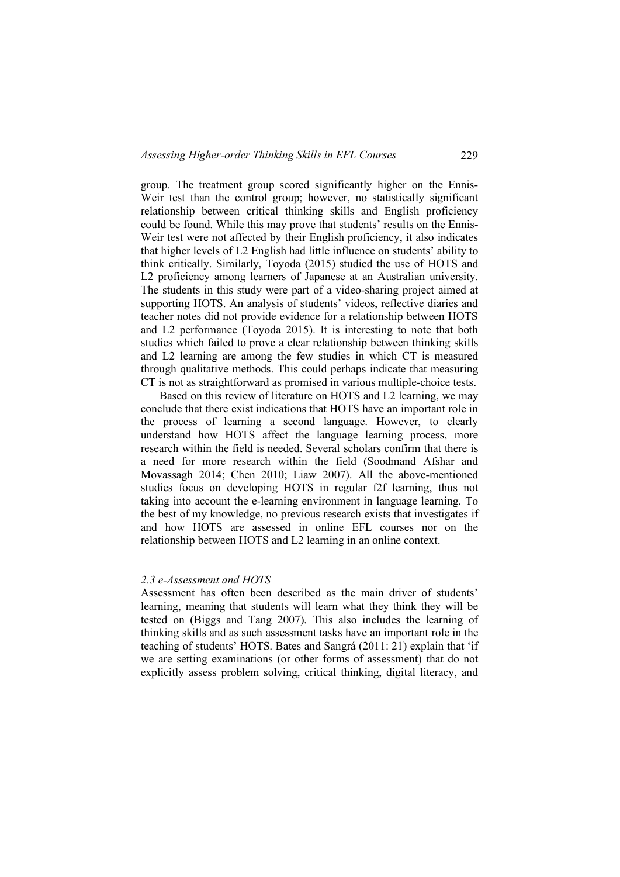group. The treatment group scored significantly higher on the Ennis-Weir test than the control group; however, no statistically significant relationship between critical thinking skills and English proficiency could be found. While this may prove that students' results on the Ennis-Weir test were not affected by their English proficiency, it also indicates that higher levels of L2 English had little influence on students' ability to think critically. Similarly, Toyoda (2015) studied the use of HOTS and L2 proficiency among learners of Japanese at an Australian university. The students in this study were part of a video-sharing project aimed at supporting HOTS. An analysis of students' videos, reflective diaries and teacher notes did not provide evidence for a relationship between HOTS and L2 performance (Toyoda 2015). It is interesting to note that both studies which failed to prove a clear relationship between thinking skills and L2 learning are among the few studies in which CT is measured through qualitative methods. This could perhaps indicate that measuring CT is not as straightforward as promised in various multiple-choice tests.

Based on this review of literature on HOTS and L2 learning, we may conclude that there exist indications that HOTS have an important role in the process of learning a second language. However, to clearly understand how HOTS affect the language learning process, more research within the field is needed. Several scholars confirm that there is a need for more research within the field (Soodmand Afshar and Movassagh 2014; Chen 2010; Liaw 2007). All the above-mentioned studies focus on developing HOTS in regular f2f learning, thus not taking into account the e-learning environment in language learning. To the best of my knowledge, no previous research exists that investigates if and how HOTS are assessed in online EFL courses nor on the relationship between HOTS and L2 learning in an online context.

### *2.3 e-Assessment and HOTS*

Assessment has often been described as the main driver of students' learning, meaning that students will learn what they think they will be tested on (Biggs and Tang 2007). This also includes the learning of thinking skills and as such assessment tasks have an important role in the teaching of students' HOTS. Bates and Sangrá (2011: 21) explain that 'if we are setting examinations (or other forms of assessment) that do not explicitly assess problem solving, critical thinking, digital literacy, and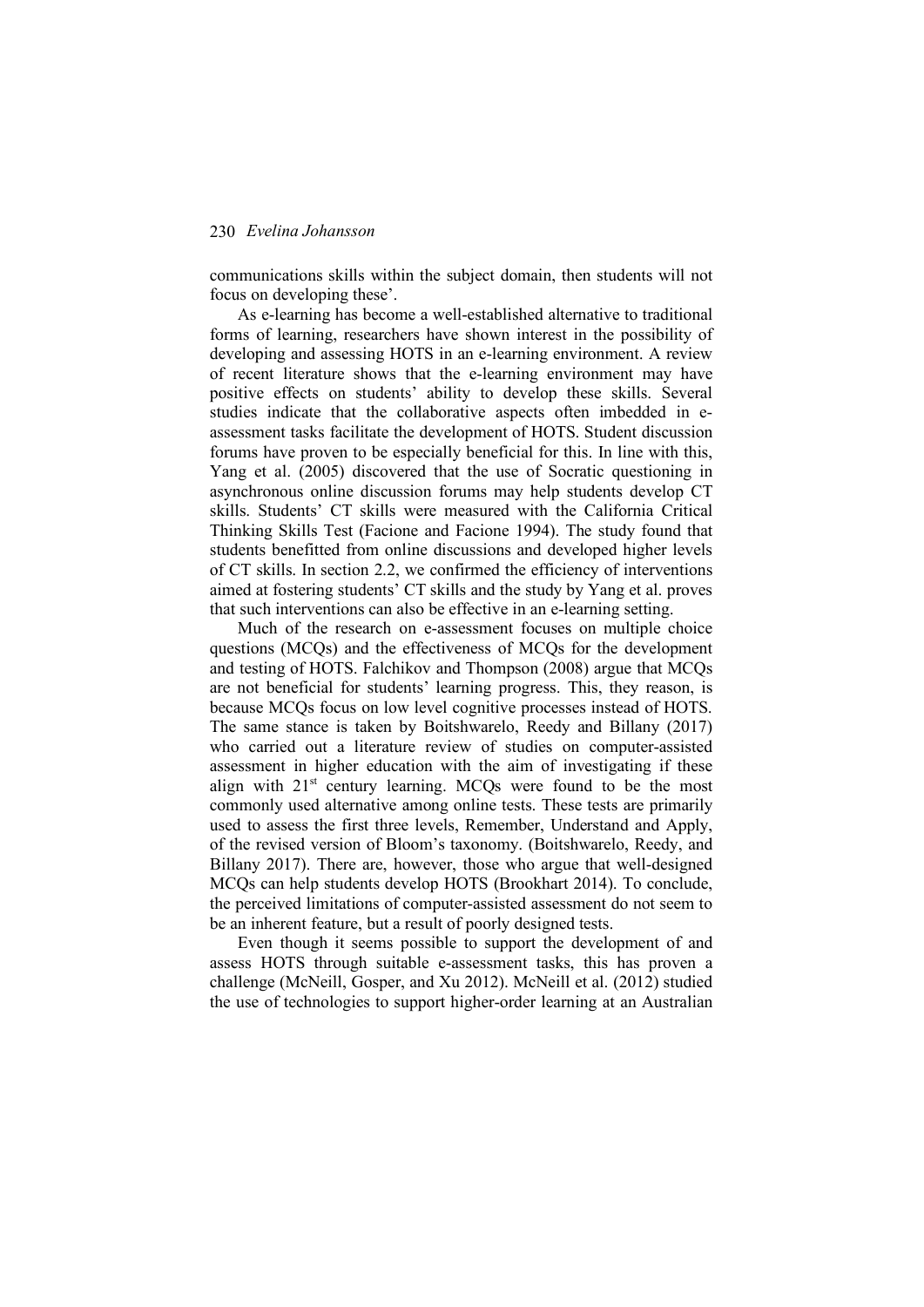communications skills within the subject domain, then students will not focus on developing these'.

As e-learning has become a well-established alternative to traditional forms of learning, researchers have shown interest in the possibility of developing and assessing HOTS in an e-learning environment. A review of recent literature shows that the e-learning environment may have positive effects on students' ability to develop these skills. Several studies indicate that the collaborative aspects often imbedded in e-assessment tasks facilitate the development of HOTS. Student discussion forums have proven to be especially beneficial for this. In line with this, Yang et al. (2005) discovered that the use of Socratic questioning in asynchronous online discussion forums may help students develop CT skills. Students' CT skills were measured with the California Critical Thinking Skills Test (Facione and Facione 1994). The study found that students benefitted from online discussions and developed higher levels of CT skills. In section 2.2, we confirmed the efficiency of interventions aimed at fostering students' CT skills and the study by Yang et al. proves that such interventions can also be effective in an e-learning setting.

Much of the research on e-assessment focuses on multiple choice questions (MCQs) and the effectiveness of MCQs for the development and testing of HOTS. Falchikov and Thompson (2008) argue that MCQs are not beneficial for students' learning progress. This, they reason, is because MCQs focus on low level cognitive processes instead of HOTS. The same stance is taken by Boitshwarelo, Reedy and Billany (2017) who carried out a literature review of studies on computer-assisted assessment in higher education with the aim of investigating if these align with 21st century learning. MCQs were found to be the most commonly used alternative among online tests. These tests are primarily used to assess the first three levels, Remember, Understand and Apply, of the revised version of Bloom's taxonomy. (Boitshwarelo, Reedy, and Billany 2017). There are, however, those who argue that well-designed MCQs can help students develop HOTS (Brookhart 2014). To conclude, the perceived limitations of computer-assisted assessment do not seem to be an inherent feature, but a result of poorly designed tests.

Even though it seems possible to support the development of and assess HOTS through suitable e-assessment tasks, this has proven a challenge (McNeill, Gosper, and Xu 2012). McNeill et al. (2012) studied the use of technologies to support higher-order learning at an Australian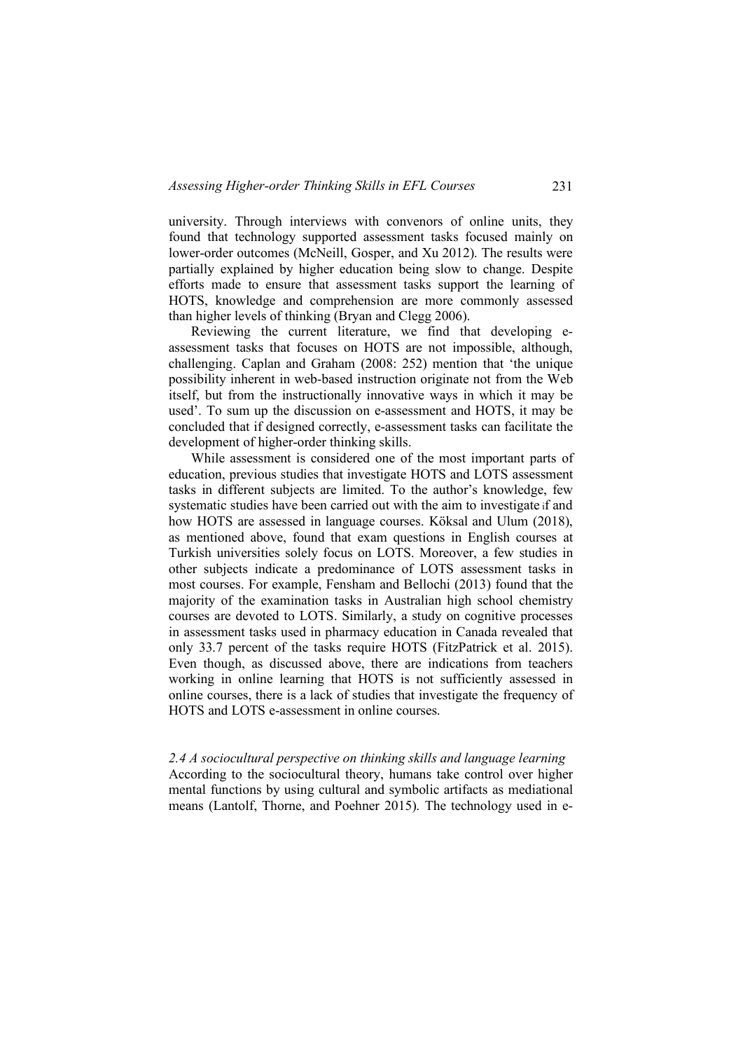university. Through interviews with convenors of online units, they found that technology supported assessment tasks focused mainly on lower-order outcomes (McNeill, Gosper, and Xu 2012). The results were partially explained by higher education being slow to change. Despite efforts made to ensure that assessment tasks support the learning of HOTS, knowledge and comprehension are more commonly assessed than higher levels of thinking (Bryan and Clegg 2006).

Reviewing the current literature, we find that developing e-assessment tasks that focuses on HOTS are not impossible, although, challenging. Caplan and Graham (2008: 252) mention that 'the unique possibility inherent in web-based instruction originate not from the Web itself, but from the instructionally innovative ways in which it may be used'. To sum up the discussion on e-assessment and HOTS, it may be concluded that if designed correctly, e-assessment tasks can facilitate the development of higher-order thinking skills.

While assessment is considered one of the most important parts of education, previous studies that investigate HOTS and LOTS assessment tasks in different subjects are limited. To the author's knowledge, few systematic studies have been carried out with the aim to investigate if and how HOTS are assessed in language courses. Köksal and Ulum (2018), as mentioned above, found that exam questions in English courses at Turkish universities solely focus on LOTS. Moreover, a few studies in other subjects indicate a predominance of LOTS assessment tasks in most courses. For example, Fensham and Bellochi (2013) found that the majority of the examination tasks in Australian high school chemistry courses are devoted to LOTS. Similarly, a study on cognitive processes in assessment tasks used in pharmacy education in Canada revealed that only 33.7 percent of the tasks require HOTS (FitzPatrick et al. 2015). Even though, as discussed above, there are indications from teachers working in online learning that HOTS is not sufficiently assessed in online courses, there is a lack of studies that investigate the frequency of HOTS and LOTS e-assessment in online courses.

### *2.4 A sociocultural perspective on thinking skills and language learning*

According to the sociocultural theory, humans take control over higher mental functions by using cultural and symbolic artifacts as mediational means (Lantolf, Thorne, and Poehner 2015). The technology used in e-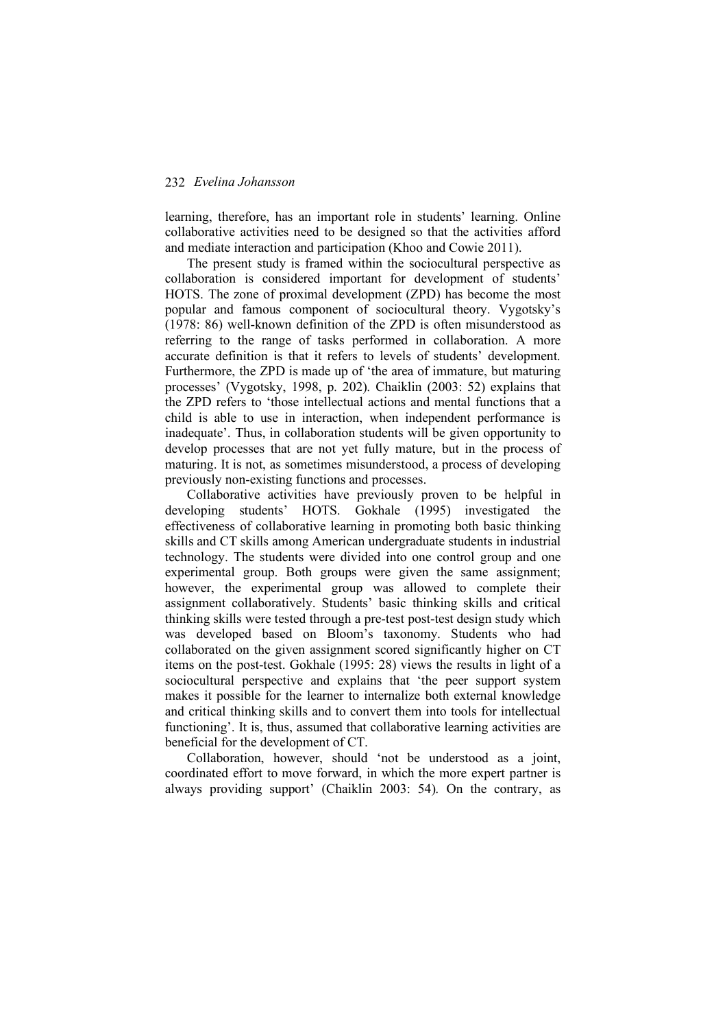learning, therefore, has an important role in students' learning. Online collaborative activities need to be designed so that the activities afford and mediate interaction and participation (Khoo and Cowie 2011).

The present study is framed within the sociocultural perspective as collaboration is considered important for development of students' HOTS. The zone of proximal development (ZPD) has become the most popular and famous component of sociocultural theory. Vygotsky's (1978: 86) well-known definition of the ZPD is often misunderstood as referring to the range of tasks performed in collaboration. A more accurate definition is that it refers to levels of students' development. Furthermore, the ZPD is made up of 'the area of immature, but maturing processes' (Vygotsky, 1998, p. 202). Chaiklin (2003: 52) explains that the ZPD refers to 'those intellectual actions and mental functions that a child is able to use in interaction, when independent performance is inadequate'. Thus, in collaboration students will be given opportunity to develop processes that are not yet fully mature, but in the process of maturing. It is not, as sometimes misunderstood, a process of developing previously non-existing functions and processes.

Collaborative activities have previously proven to be helpful in developing students' HOTS. Gokhale (1995) investigated the effectiveness of collaborative learning in promoting both basic thinking skills and CT skills among American undergraduate students in industrial technology. The students were divided into one control group and one experimental group. Both groups were given the same assignment; however, the experimental group was allowed to complete their assignment collaboratively. Students' basic thinking skills and critical thinking skills were tested through a pre-test post-test design study which was developed based on Bloom's taxonomy. Students who had collaborated on the given assignment scored significantly higher on CT items on the post-test. Gokhale (1995: 28) views the results in light of a sociocultural perspective and explains that 'the peer support system makes it possible for the learner to internalize both external knowledge and critical thinking skills and to convert them into tools for intellectual functioning'. It is, thus, assumed that collaborative learning activities are beneficial for the development of CT.

Collaboration, however, should 'not be understood as a joint, coordinated effort to move forward, in which the more expert partner is always providing support' (Chaiklin 2003: 54). On the contrary, as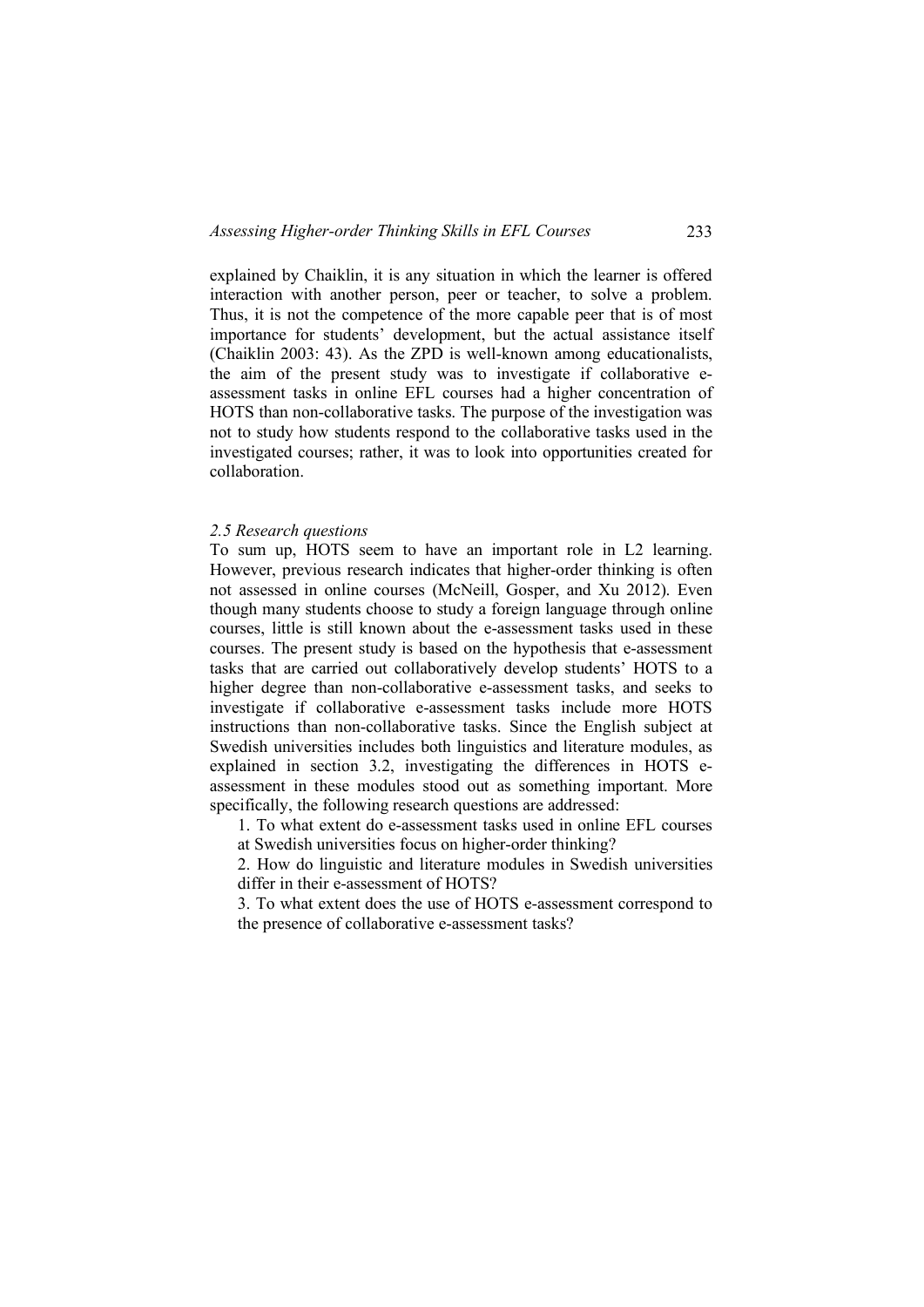explained by Chaiklin, it is any situation in which the learner is offered interaction with another person, peer or teacher, to solve a problem. Thus, it is not the competence of the more capable peer that is of most importance for students' development, but the actual assistance itself (Chaiklin 2003: 43). As the ZPD is well-known among educationalists, the aim of the present study was to investigate if collaborative e-assessment tasks in online EFL courses had a higher concentration of HOTS than non-collaborative tasks. The purpose of the investigation was not to study how students respond to the collaborative tasks used in the investigated courses; rather, it was to look into opportunities created for collaboration.

### *2.5 Research questions*

To sum up, HOTS seem to have an important role in L2 learning. However, previous research indicates that higher-order thinking is often not assessed in online courses (McNeill, Gosper, and Xu 2012). Even though many students choose to study a foreign language through online courses, little is still known about the e-assessment tasks used in these courses. The present study is based on the hypothesis that e-assessment tasks that are carried out collaboratively develop students' HOTS to a higher degree than non-collaborative e-assessment tasks, and seeks to investigate if collaborative e-assessment tasks include more HOTS instructions than non-collaborative tasks. Since the English subject at Swedish universities includes both linguistics and literature modules, as explained in section 3.2, investigating the differences in HOTS e-assessment in these modules stood out as something important. More specifically, the following research questions are addressed:

1. To what extent do e-assessment tasks used in online EFL courses at Swedish universities focus on higher-order thinking?
2. How do linguistic and literature modules in Swedish universities differ in their e-assessment of HOTS?
3. To what extent does the use of HOTS e-assessment correspond to the presence of collaborative e-assessment tasks?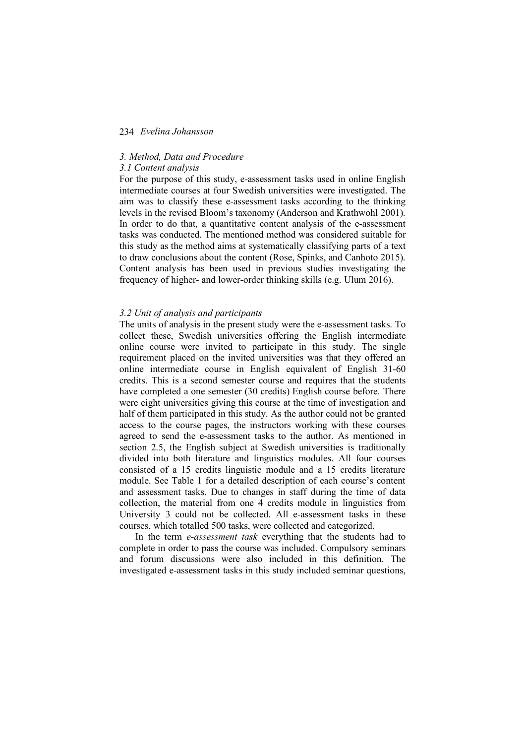## *3. Method, Data and Procedure*

### *3.1 Content analysis*

For the purpose of this study, e-assessment tasks used in online English intermediate courses at four Swedish universities were investigated. The aim was to classify these e-assessment tasks according to the thinking levels in the revised Bloom's taxonomy (Anderson and Krathwohl 2001). In order to do that, a quantitative content analysis of the e-assessment tasks was conducted. The mentioned method was considered suitable for this study as the method aims at systematically classifying parts of a text to draw conclusions about the content (Rose, Spinks, and Canhoto 2015). Content analysis has been used in previous studies investigating the frequency of higher- and lower-order thinking skills (e.g. Ulum 2016).

### *3.2 Unit of analysis and participants*

The units of analysis in the present study were the e-assessment tasks. To collect these, Swedish universities offering the English intermediate online course were invited to participate in this study. The single requirement placed on the invited universities was that they offered an online intermediate course in English equivalent of English 31-60 credits. This is a second semester course and requires that the students have completed a one semester (30 credits) English course before. There were eight universities giving this course at the time of investigation and half of them participated in this study. As the author could not be granted access to the course pages, the instructors working with these courses agreed to send the e-assessment tasks to the author. As mentioned in section 2.5, the English subject at Swedish universities is traditionally divided into both literature and linguistics modules. All four courses consisted of a 15 credits linguistic module and a 15 credits literature module. See Table 1 for a detailed description of each course's content and assessment tasks. Due to changes in staff during the time of data collection, the material from one 4 credits module in linguistics from University 3 could not be collected. All e-assessment tasks in these courses, which totalled 500 tasks, were collected and categorized.

In the term *e-assessment task* everything that the students had to complete in order to pass the course was included. Compulsory seminars and forum discussions were also included in this definition. The investigated e-assessment tasks in this study included seminar questions,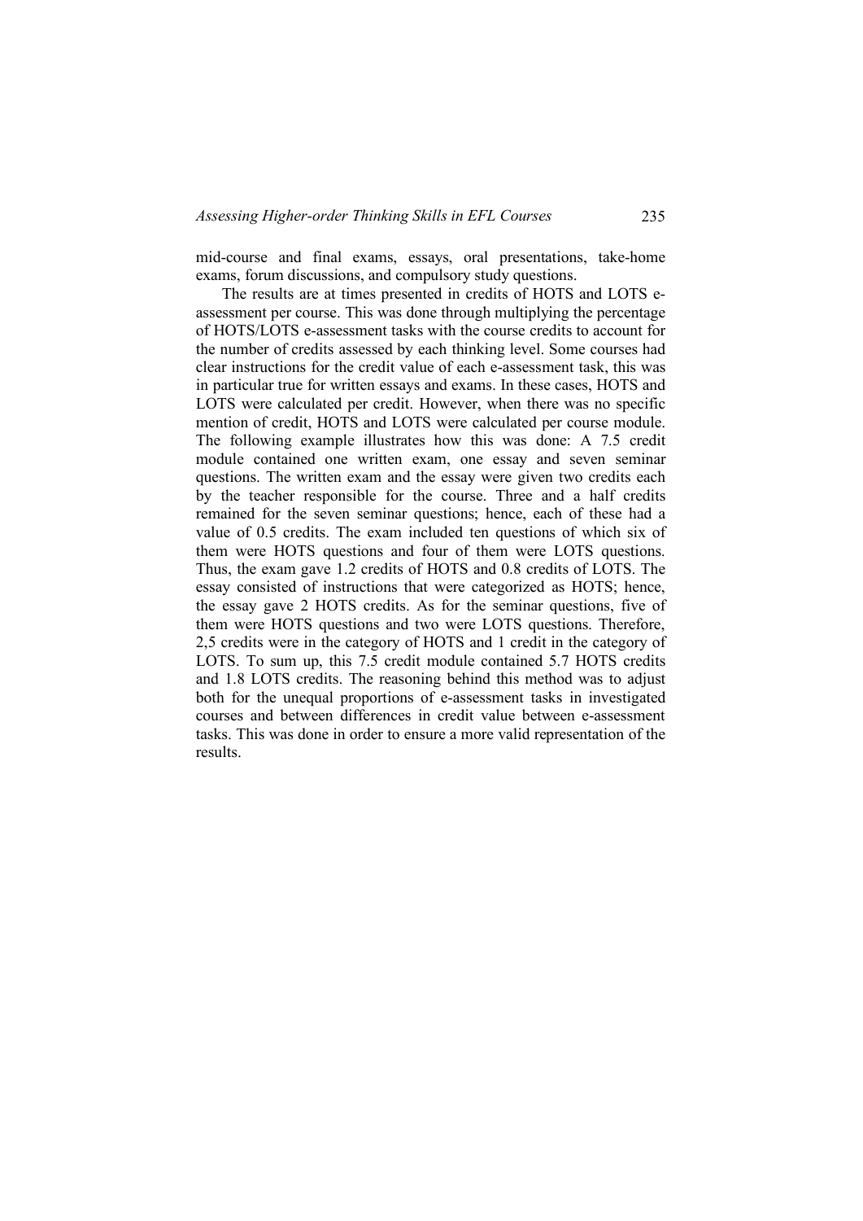mid-course and final exams, essays, oral presentations, take-home exams, forum discussions, and compulsory study questions.

The results are at times presented in credits of HOTS and LOTS e-assessment per course. This was done through multiplying the percentage of HOTS/LOTS e-assessment tasks with the course credits to account for the number of credits assessed by each thinking level. Some courses had clear instructions for the credit value of each e-assessment task, this was in particular true for written essays and exams. In these cases, HOTS and LOTS were calculated per credit. However, when there was no specific mention of credit, HOTS and LOTS were calculated per course module. The following example illustrates how this was done: A 7.5 credit module contained one written exam, one essay and seven seminar questions. The written exam and the essay were given two credits each by the teacher responsible for the course. Three and a half credits remained for the seven seminar questions; hence, each of these had a value of 0.5 credits. The exam included ten questions of which six of them were HOTS questions and four of them were LOTS questions. Thus, the exam gave 1.2 credits of HOTS and 0.8 credits of LOTS. The essay consisted of instructions that were categorized as HOTS; hence, the essay gave 2 HOTS credits. As for the seminar questions, five of them were HOTS questions and two were LOTS questions. Therefore, 2,5 credits were in the category of HOTS and 1 credit in the category of LOTS. To sum up, this 7.5 credit module contained 5.7 HOTS credits and 1.8 LOTS credits. The reasoning behind this method was to adjust both for the unequal proportions of e-assessment tasks in investigated courses and between differences in credit value between e-assessment tasks. This was done in order to ensure a more valid representation of the results.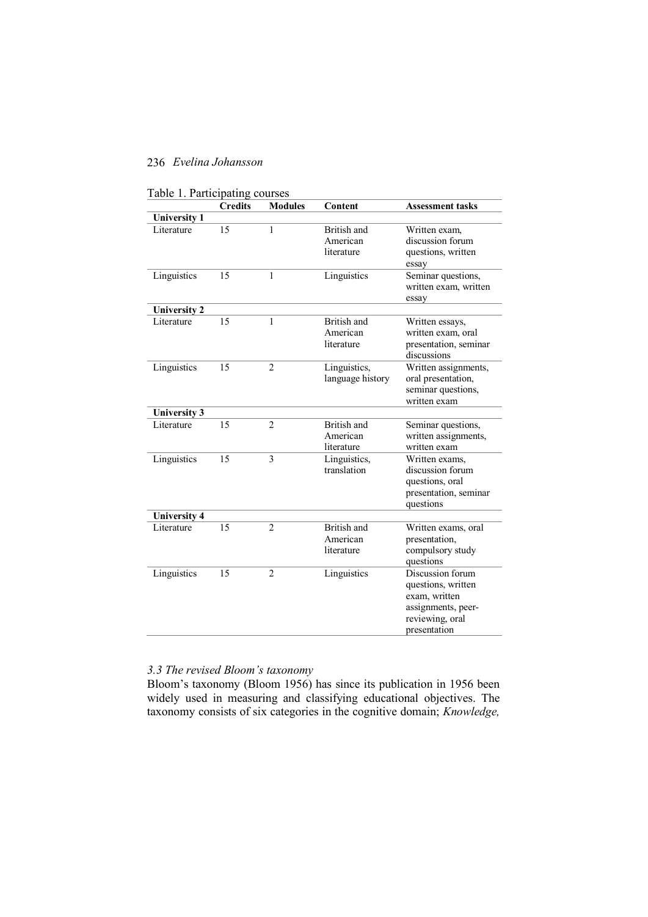Table 1. Participating courses

| | Credits | Modules | Content | Assessment tasks |
|---|---|---|---|---|
| **University 1** | | | | |
| Literature | 15 | 1 | British and American literature | Written exam, discussion forum questions, written essay |
| Linguistics | 15 | 1 | Linguistics | Seminar questions, written exam, written essay |
| **University 2** | | | | |
| Literature | 15 | 1 | British and American literature | Written essays, written exam, oral presentation, seminar discussions |
| Linguistics | 15 | 2 | Linguistics, language history | Written assignments, oral presentation, seminar questions, written exam |
| **University 3** | | | | |
| Literature | 15 | 2 | British and American literature | Seminar questions, written assignments, written exam |
| Linguistics | 15 | 3 | Linguistics, translation | Written exams, discussion forum questions, oral presentation, seminar questions |
| **University 4** | | | | |
| Literature | 15 | 2 | British and American literature | Written exams, oral presentation, compulsory study questions |
| Linguistics | 15 | 2 | Linguistics | Discussion forum questions, written exam, written assignments, peer-reviewing, oral presentation |

### *3.3 The revised Bloom's taxonomy*

Bloom's taxonomy (Bloom 1956) has since its publication in 1956 been widely used in measuring and classifying educational objectives. The taxonomy consists of six categories in the cognitive domain; *Knowledge,*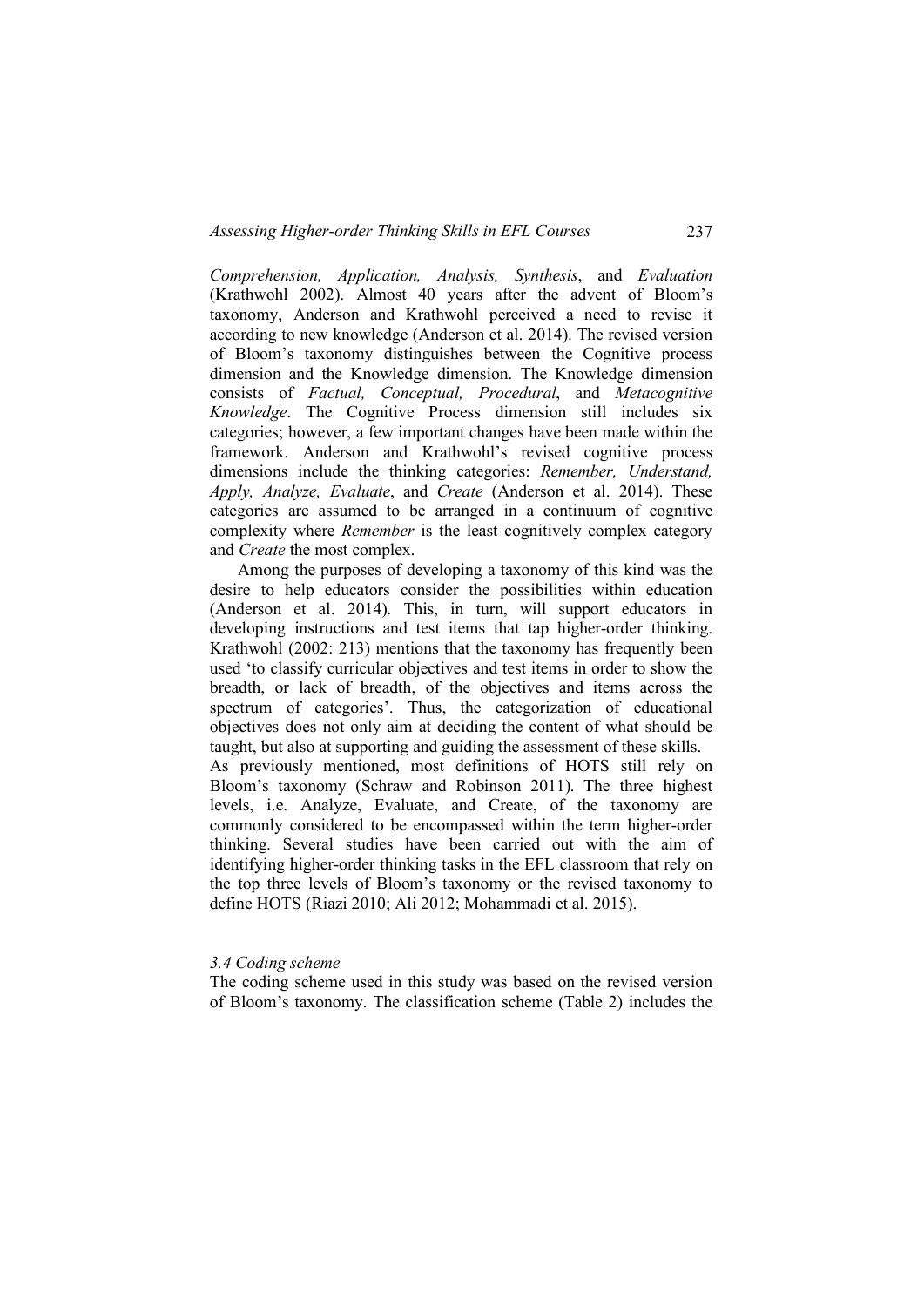*Comprehension, Application, Analysis, Synthesis*, and *Evaluation* (Krathwohl 2002). Almost 40 years after the advent of Bloom's taxonomy, Anderson and Krathwohl perceived a need to revise it according to new knowledge (Anderson et al. 2014). The revised version of Bloom's taxonomy distinguishes between the Cognitive process dimension and the Knowledge dimension. The Knowledge dimension consists of *Factual, Conceptual, Procedural*, and *Metacognitive Knowledge*. The Cognitive Process dimension still includes six categories; however, a few important changes have been made within the framework. Anderson and Krathwohl's revised cognitive process dimensions include the thinking categories: *Remember, Understand, Apply, Analyze, Evaluate*, and *Create* (Anderson et al. 2014). These categories are assumed to be arranged in a continuum of cognitive complexity where *Remember* is the least cognitively complex category and *Create* the most complex.

Among the purposes of developing a taxonomy of this kind was the desire to help educators consider the possibilities within education (Anderson et al. 2014). This, in turn, will support educators in developing instructions and test items that tap higher-order thinking. Krathwohl (2002: 213) mentions that the taxonomy has frequently been used 'to classify curricular objectives and test items in order to show the breadth, or lack of breadth, of the objectives and items across the spectrum of categories'. Thus, the categorization of educational objectives does not only aim at deciding the content of what should be taught, but also at supporting and guiding the assessment of these skills.

As previously mentioned, most definitions of HOTS still rely on Bloom's taxonomy (Schraw and Robinson 2011). The three highest levels, i.e. Analyze, Evaluate, and Create, of the taxonomy are commonly considered to be encompassed within the term higher-order thinking. Several studies have been carried out with the aim of identifying higher-order thinking tasks in the EFL classroom that rely on the top three levels of Bloom's taxonomy or the revised taxonomy to define HOTS (Riazi 2010; Ali 2012; Mohammadi et al. 2015).

### *3.4 Coding scheme*

The coding scheme used in this study was based on the revised version of Bloom's taxonomy. The classification scheme (Table 2) includes the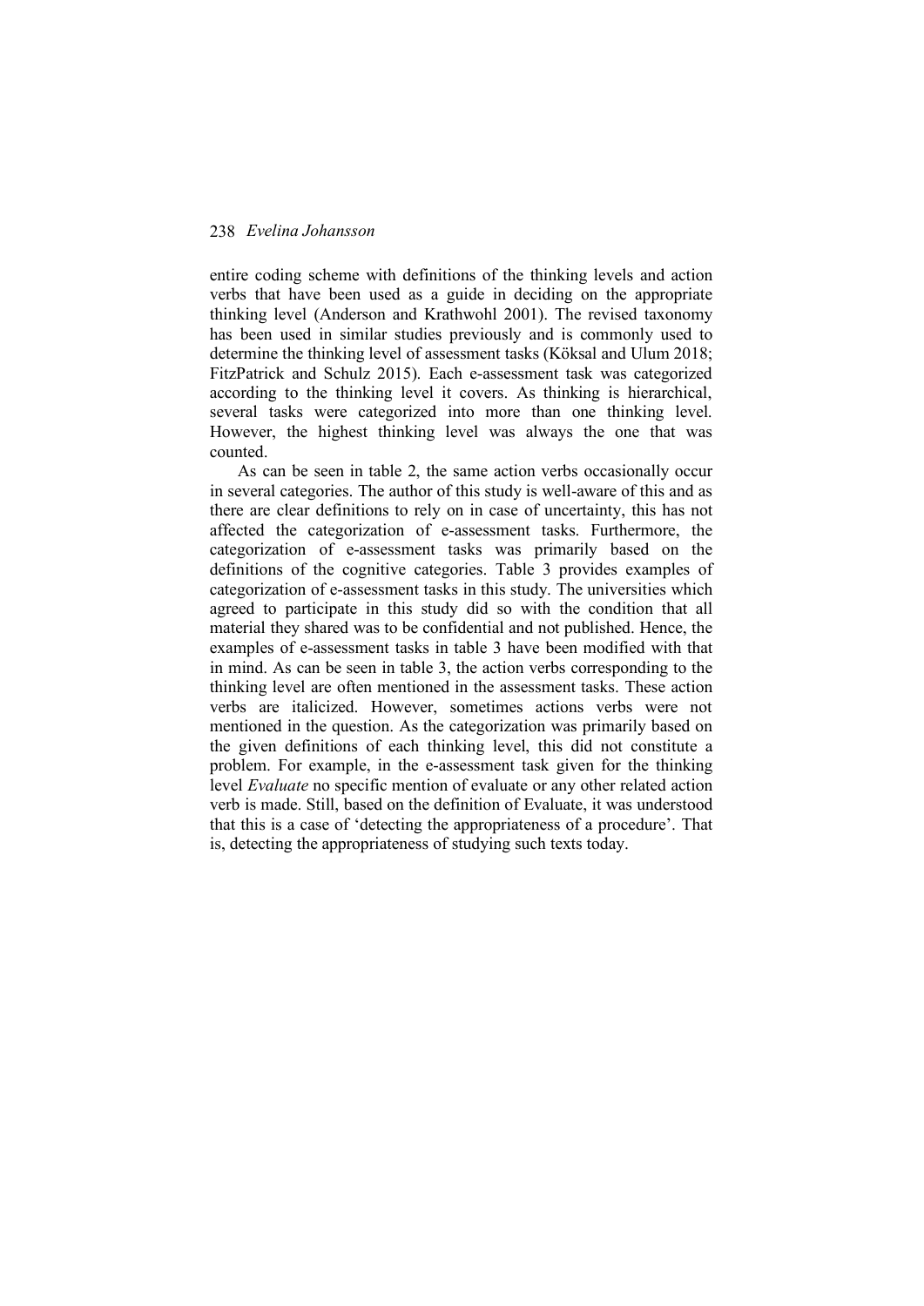entire coding scheme with definitions of the thinking levels and action verbs that have been used as a guide in deciding on the appropriate thinking level (Anderson and Krathwohl 2001). The revised taxonomy has been used in similar studies previously and is commonly used to determine the thinking level of assessment tasks (Köksal and Ulum 2018; FitzPatrick and Schulz 2015). Each e-assessment task was categorized according to the thinking level it covers. As thinking is hierarchical, several tasks were categorized into more than one thinking level. However, the highest thinking level was always the one that was counted.

As can be seen in table 2, the same action verbs occasionally occur in several categories. The author of this study is well-aware of this and as there are clear definitions to rely on in case of uncertainty, this has not affected the categorization of e-assessment tasks. Furthermore, the categorization of e-assessment tasks was primarily based on the definitions of the cognitive categories. Table 3 provides examples of categorization of e-assessment tasks in this study. The universities which agreed to participate in this study did so with the condition that all material they shared was to be confidential and not published. Hence, the examples of e-assessment tasks in table 3 have been modified with that in mind. As can be seen in table 3, the action verbs corresponding to the thinking level are often mentioned in the assessment tasks. These action verbs are italicized. However, sometimes actions verbs were not mentioned in the question. As the categorization was primarily based on the given definitions of each thinking level, this did not constitute a problem. For example, in the e-assessment task given for the thinking level *Evaluate* no specific mention of evaluate or any other related action verb is made. Still, based on the definition of Evaluate, it was understood that this is a case of 'detecting the appropriateness of a procedure'. That is, detecting the appropriateness of studying such texts today.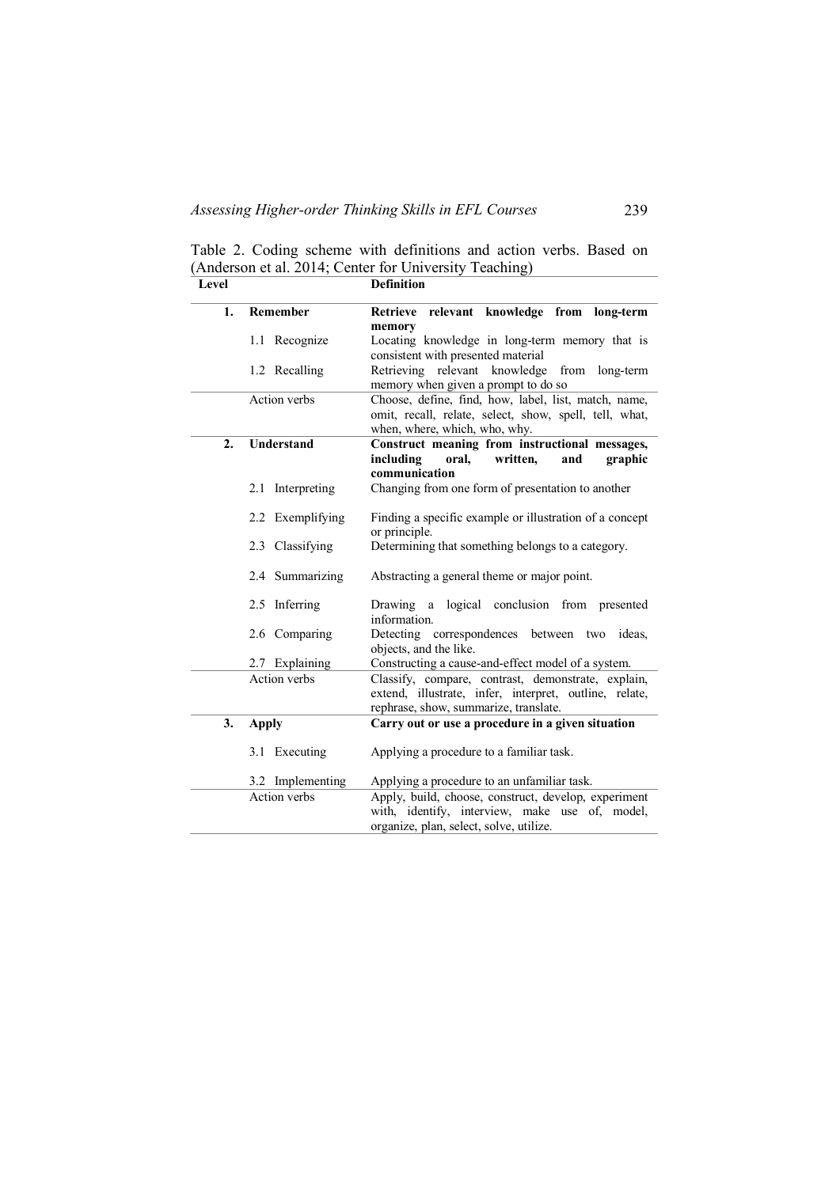Table 2. Coding scheme with definitions and action verbs. Based on (Anderson et al. 2014; Center for University Teaching)

| Level | | Definition |
|---|---|---|
| 1. | **Remember** | **Retrieve relevant knowledge from long-term memory** |
| | 1.1 Recognize | Locating knowledge in long-term memory that is consistent with presented material |
| | 1.2 Recalling | Retrieving relevant knowledge from long-term memory when given a prompt to do so |
| | Action verbs | Choose, define, find, how, label, list, match, name, omit, recall, relate, select, show, spell, tell, what, when, where, which, who, why. |
| 2. | **Understand** | **Construct meaning from instructional messages, including oral, written, and graphic communication** |
| | 2.1 Interpreting | Changing from one form of presentation to another |
| | 2.2 Exemplifying | Finding a specific example or illustration of a concept or principle. |
| | 2.3 Classifying | Determining that something belongs to a category. |
| | 2.4 Summarizing | Abstracting a general theme or major point. |
| | 2.5 Inferring | Drawing a logical conclusion from presented information. |
| | 2.6 Comparing | Detecting correspondences between two ideas, objects, and the like. |
| | 2.7 Explaining | Constructing a cause-and-effect model of a system. |
| | Action verbs | Classify, compare, contrast, demonstrate, explain, extend, illustrate, infer, interpret, outline, relate, rephrase, show, summarize, translate. |
| 3. | **Apply** | **Carry out or use a procedure in a given situation** |
| | 3.1 Executing | Applying a procedure to a familiar task. |
| | 3.2 Implementing | Applying a procedure to an unfamiliar task. |
| | Action verbs | Apply, build, choose, construct, develop, experiment with, identify, interview, make use of, model, organize, plan, select, solve, utilize. |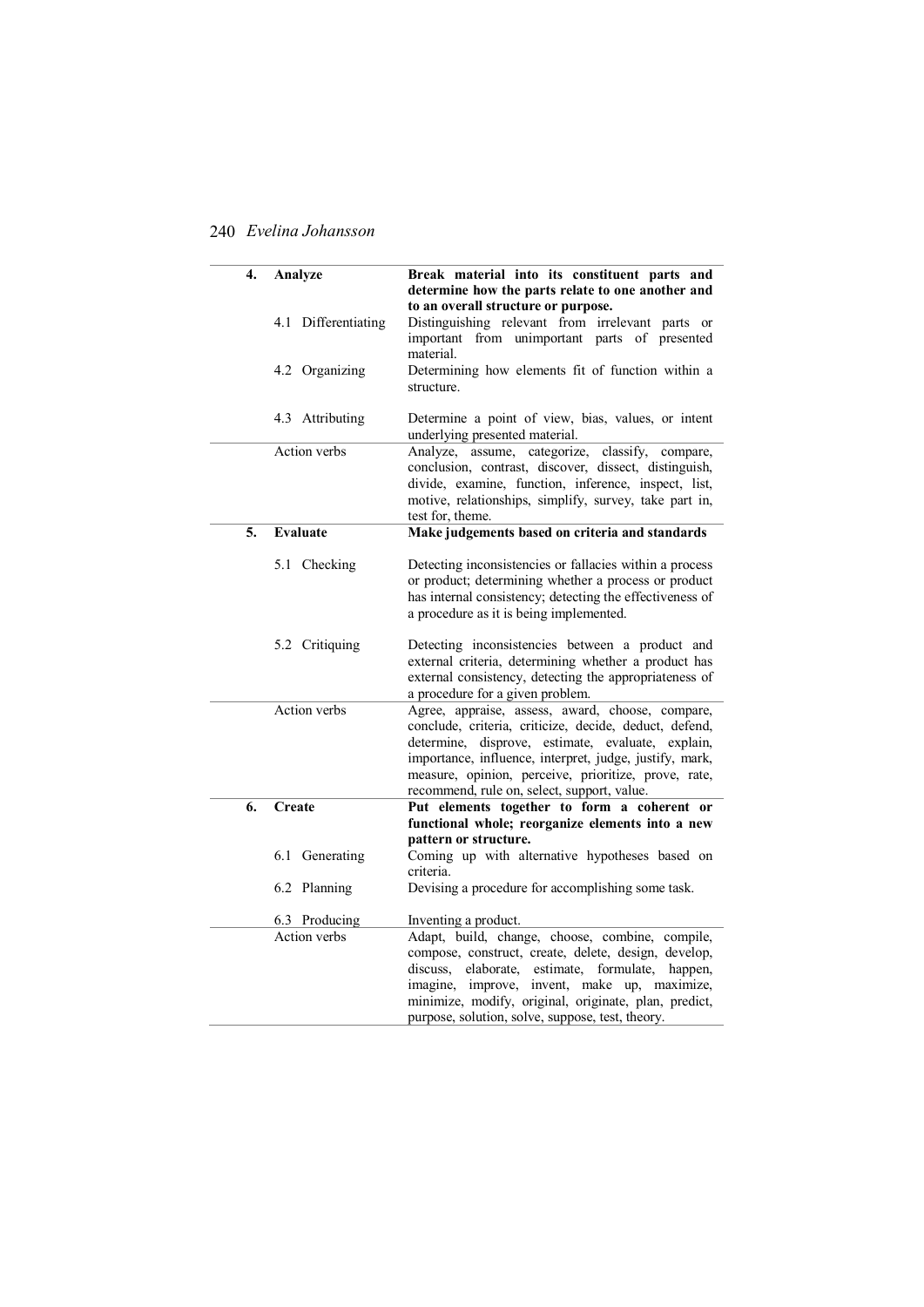| | | |
|---|---|---|
| **4.** | **Analyze** | **Break material into its constituent parts and determine how the parts relate to one another and to an overall structure or purpose.** |
| | 4.1 Differentiating | Distinguishing relevant from irrelevant parts or important from unimportant parts of presented material. |
| | 4.2 Organizing | Determining how elements fit of function within a structure. |
| | 4.3 Attributing | Determine a point of view, bias, values, or intent underlying presented material. |
| | Action verbs | Analyze, assume, categorize, classify, compare, conclusion, contrast, discover, dissect, distinguish, divide, examine, function, inference, inspect, list, motive, relationships, simplify, survey, take part in, test for, theme. |
| **5.** | **Evaluate** | **Make judgements based on criteria and standards** |
| | 5.1 Checking | Detecting inconsistencies or fallacies within a process or product; determining whether a process or product has internal consistency; detecting the effectiveness of a procedure as it is being implemented. |
| | 5.2 Critiquing | Detecting inconsistencies between a product and external criteria, determining whether a product has external consistency, detecting the appropriateness of a procedure for a given problem. |
| | Action verbs | Agree, appraise, assess, award, choose, compare, conclude, criteria, criticize, decide, deduct, defend, determine, disprove, estimate, evaluate, explain, importance, influence, interpret, judge, justify, mark, measure, opinion, perceive, prioritize, prove, rate, recommend, rule on, select, support, value. |
| **6.** | **Create** | **Put elements together to form a coherent or functional whole; reorganize elements into a new pattern or structure.** |
| | 6.1 Generating | Coming up with alternative hypotheses based on criteria. |
| | 6.2 Planning | Devising a procedure for accomplishing some task. |
| | 6.3 Producing | Inventing a product. |
| | Action verbs | Adapt, build, change, choose, combine, compile, compose, construct, create, delete, design, develop, discuss, elaborate, estimate, formulate, happen, imagine, improve, invent, make up, maximize, minimize, modify, original, originate, plan, predict, purpose, solution, solve, suppose, test, theory. |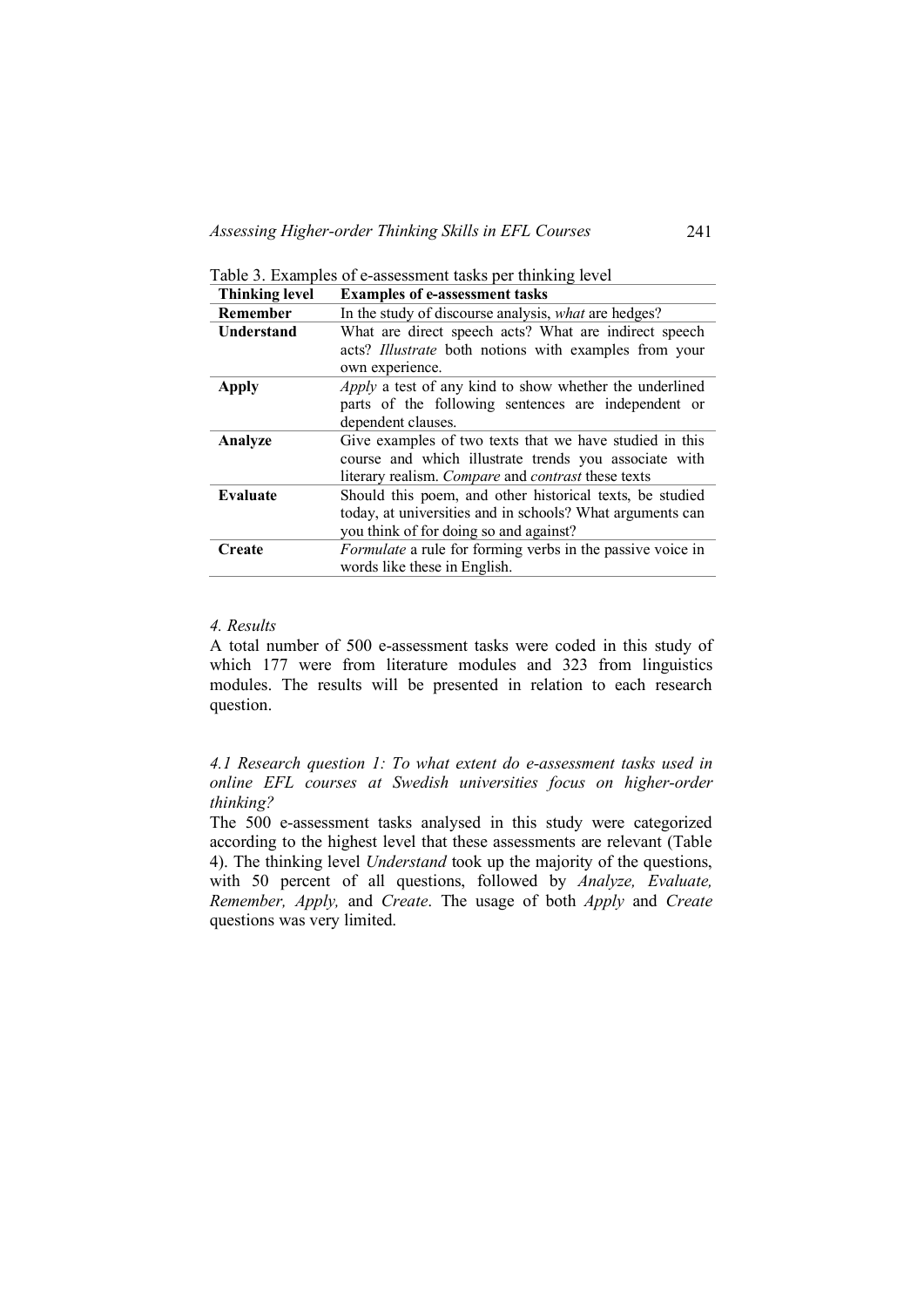Table 3. Examples of e-assessment tasks per thinking level

| Thinking level | Examples of e-assessment tasks |
|---|---|
| **Remember** | In the study of discourse analysis, *what* are hedges? |
| **Understand** | What are direct speech acts? What are indirect speech acts? *Illustrate* both notions with examples from your own experience. |
| **Apply** | *Apply* a test of any kind to show whether the underlined parts of the following sentences are independent or dependent clauses. |
| **Analyze** | Give examples of two texts that we have studied in this course and which illustrate trends you associate with literary realism. *Compare* and *contrast* these texts |
| **Evaluate** | Should this poem, and other historical texts, be studied today, at universities and in schools? What arguments can you think of for doing so and against? |
| **Create** | *Formulate* a rule for forming verbs in the passive voice in words like these in English. |

### *4. Results*

A total number of 500 e-assessment tasks were coded in this study of which 177 were from literature modules and 323 from linguistics modules. The results will be presented in relation to each research question.

#### *4.1 Research question 1: To what extent do e-assessment tasks used in online EFL courses at Swedish universities focus on higher-order thinking?*

The 500 e-assessment tasks analysed in this study were categorized according to the highest level that these assessments are relevant (Table 4). The thinking level *Understand* took up the majority of the questions, with 50 percent of all questions, followed by *Analyze, Evaluate, Remember, Apply,* and *Create*. The usage of both *Apply* and *Create* questions was very limited.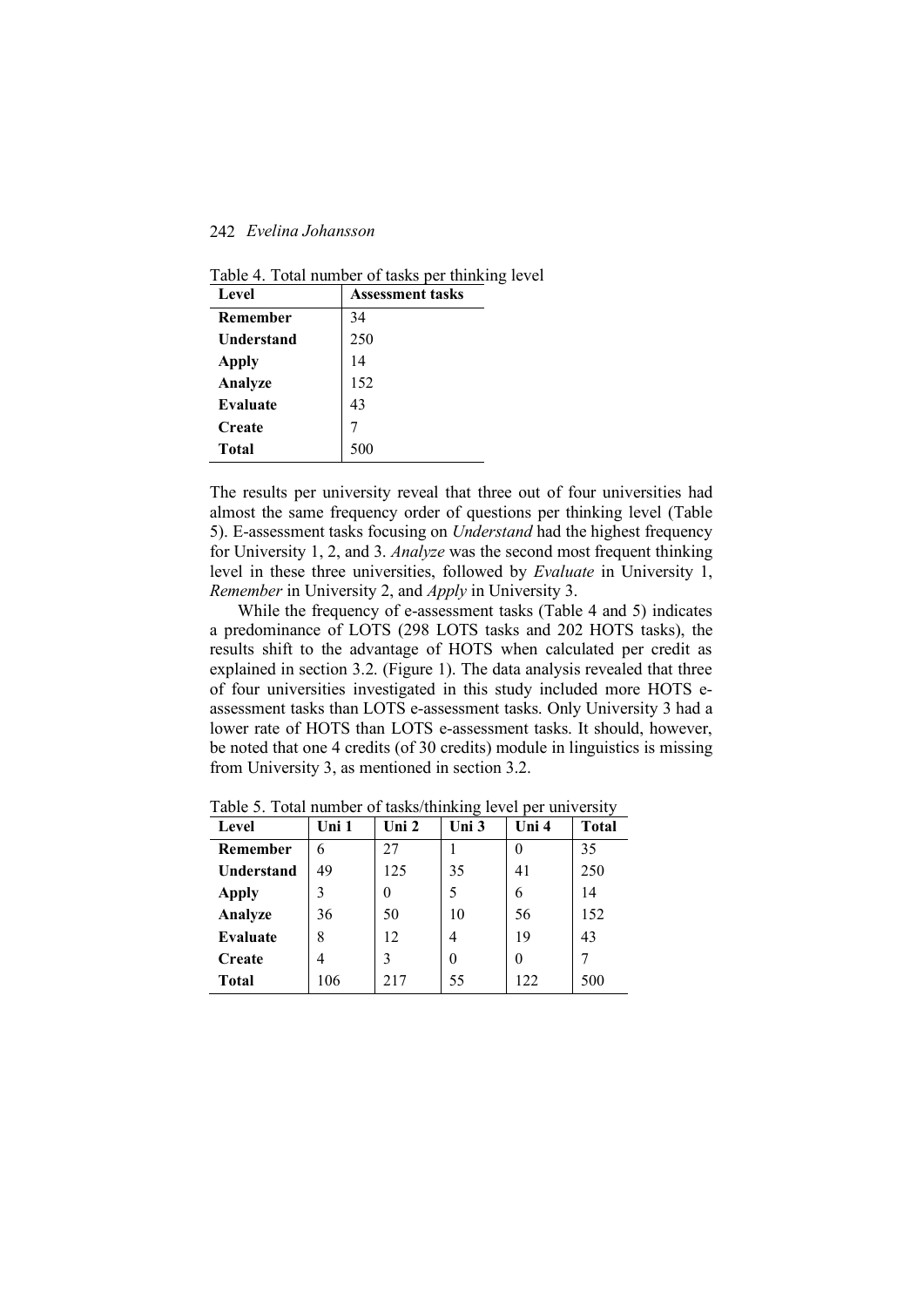Table 4. Total number of tasks per thinking level

| Level | Assessment tasks |
|---|---|
| **Remember** | 34 |
| **Understand** | 250 |
| **Apply** | 14 |
| **Analyze** | 152 |
| **Evaluate** | 43 |
| **Create** | 7 |
| **Total** | 500 |

The results per university reveal that three out of four universities had almost the same frequency order of questions per thinking level (Table 5). E-assessment tasks focusing on *Understand* had the highest frequency for University 1, 2, and 3. *Analyze* was the second most frequent thinking level in these three universities, followed by *Evaluate* in University 1, *Remember* in University 2, and *Apply* in University 3.

While the frequency of e-assessment tasks (Table 4 and 5) indicates a predominance of LOTS (298 LOTS tasks and 202 HOTS tasks), the results shift to the advantage of HOTS when calculated per credit as explained in section 3.2. (Figure 1). The data analysis revealed that three of four universities investigated in this study included more HOTS e-assessment tasks than LOTS e-assessment tasks. Only University 3 had a lower rate of HOTS than LOTS e-assessment tasks. It should, however, be noted that one 4 credits (of 30 credits) module in linguistics is missing from University 3, as mentioned in section 3.2.

Table 5. Total number of tasks/thinking level per university

| Level | Uni 1 | Uni 2 | Uni 3 | Uni 4 | Total |
|---|---|---|---|---|---|
| **Remember** | 6 | 27 | 1 | 0 | 35 |
| **Understand** | 49 | 125 | 35 | 41 | 250 |
| **Apply** | 3 | 0 | 5 | 6 | 14 |
| **Analyze** | 36 | 50 | 10 | 56 | 152 |
| **Evaluate** | 8 | 12 | 4 | 19 | 43 |
| **Create** | 4 | 3 | 0 | 0 | 7 |
| **Total** | 106 | 217 | 55 | 122 | 500 |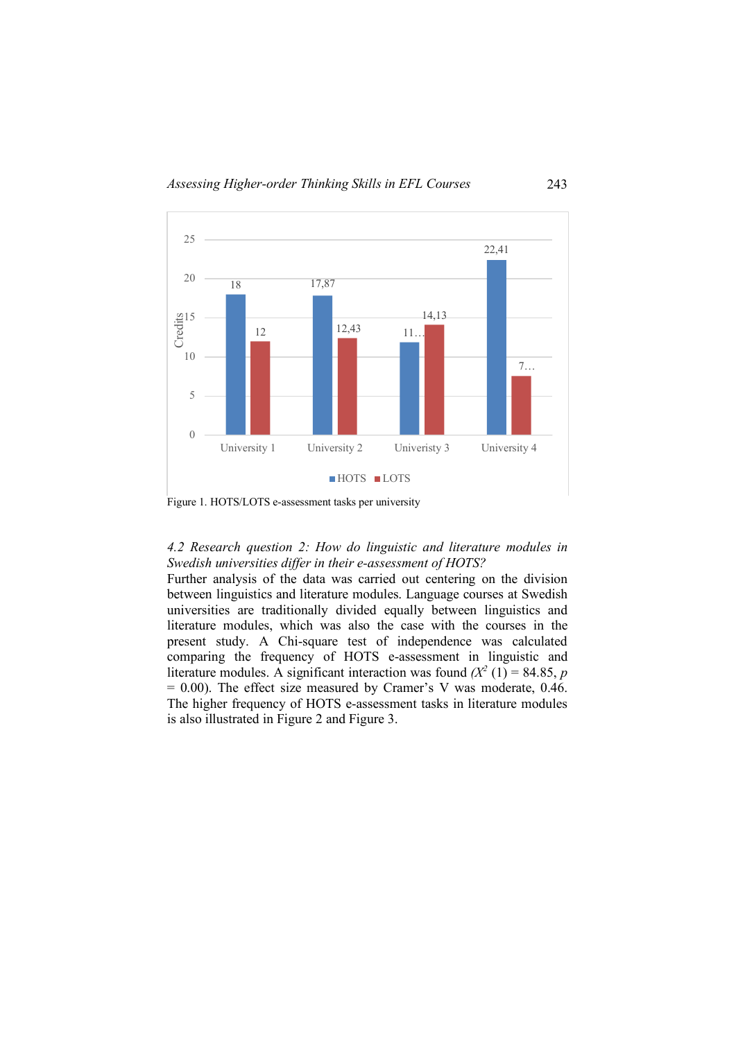Figure 1. HOTS/LOTS e-assessment tasks per university

*4.2 Research question 2: How do linguistic and literature modules in Swedish universities differ in their e-assessment of HOTS?*

Further analysis of the data was carried out centering on the division between linguistics and literature modules. Language courses at Swedish universities are traditionally divided equally between linguistics and literature modules, which was also the case with the courses in the present study. A Chi-square test of independence was calculated comparing the frequency of HOTS e-assessment in linguistic and literature modules. A significant interaction was found ($X^2$ (1) = 84.85, $p$ = 0.00). The effect size measured by Cramer's V was moderate, 0.46. The higher frequency of HOTS e-assessment tasks in literature modules is also illustrated in Figure 2 and Figure 3.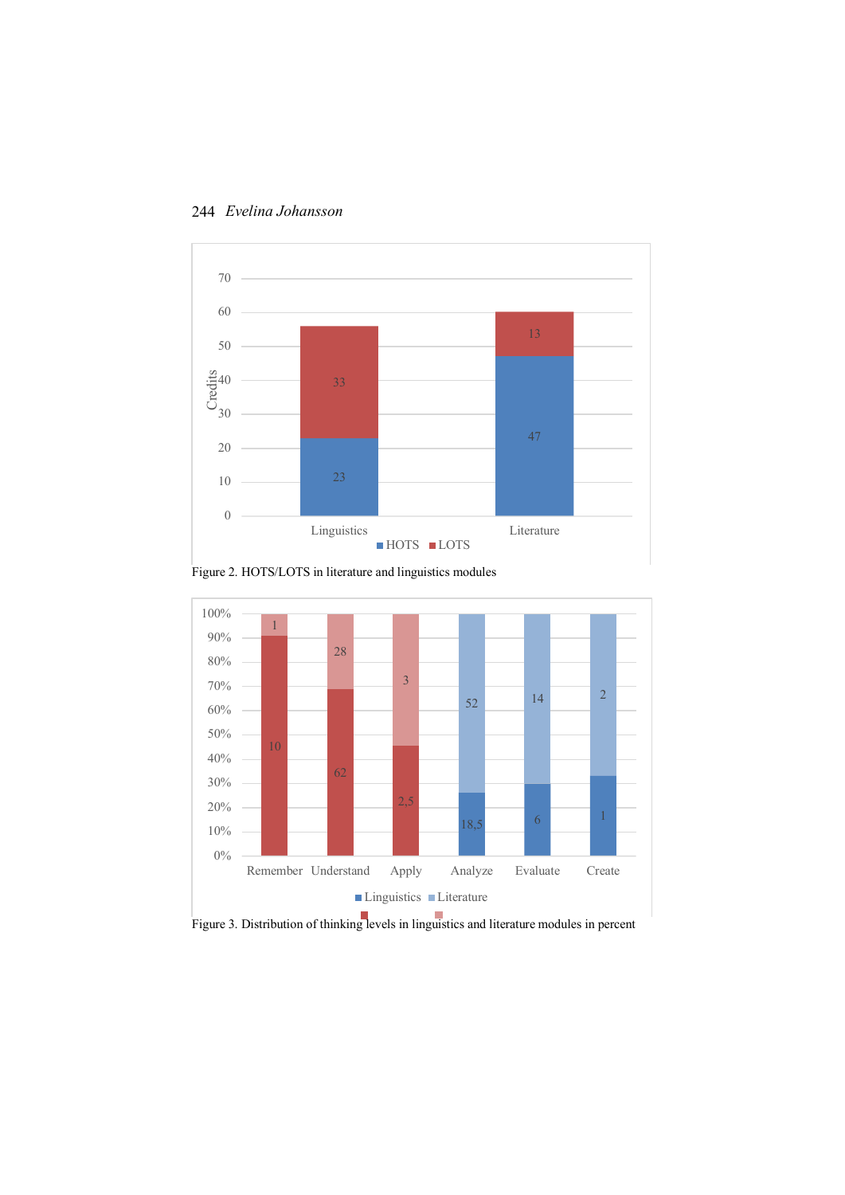Figure 2. HOTS/LOTS in literature and linguistics modules

Figure 3. Distribution of thinking levels in linguistics and literature modules in percent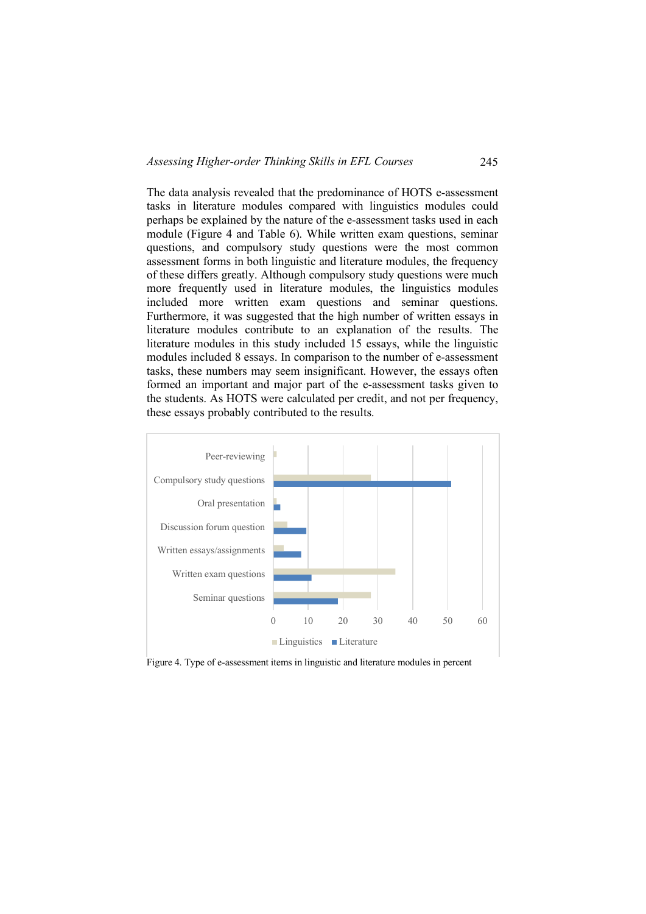The data analysis revealed that the predominance of HOTS e-assessment tasks in literature modules compared with linguistics modules could perhaps be explained by the nature of the e-assessment tasks used in each module (Figure 4 and Table 6). While written exam questions, seminar questions, and compulsory study questions were the most common assessment forms in both linguistic and literature modules, the frequency of these differs greatly. Although compulsory study questions were much more frequently used in literature modules, the linguistics modules included more written exam questions and seminar questions. Furthermore, it was suggested that the high number of written essays in literature modules contribute to an explanation of the results. The literature modules in this study included 15 essays, while the linguistic modules included 8 essays. In comparison to the number of e-assessment tasks, these numbers may seem insignificant. However, the essays often formed an important and major part of the e-assessment tasks given to the students. As HOTS were calculated per credit, and not per frequency, these essays probably contributed to the results.

Figure 4. Type of e-assessment items in linguistic and literature modules in percent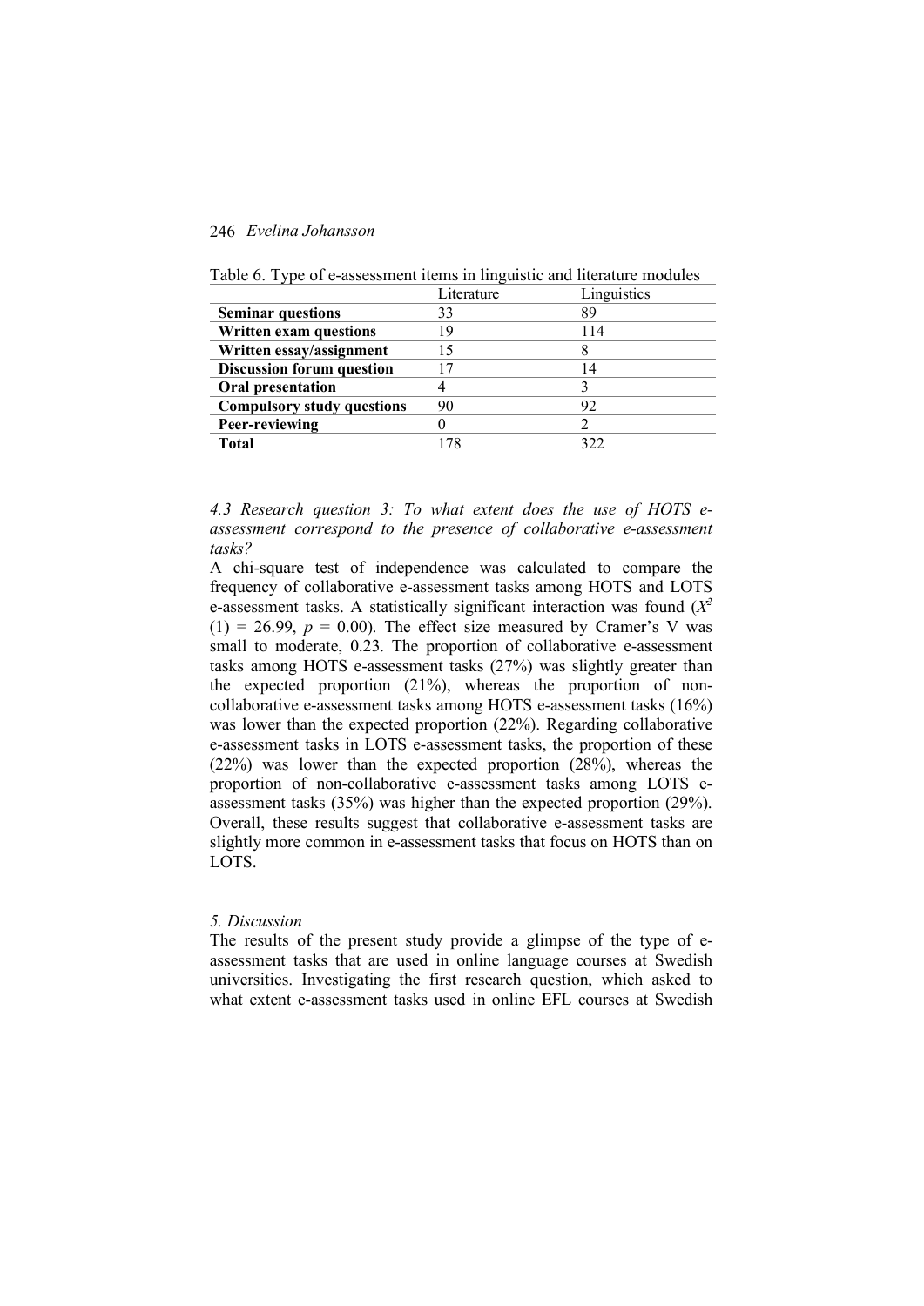Table 6. Type of e-assessment items in linguistic and literature modules

| | Literature | Linguistics |
|---|---|---|
| **Seminar questions** | 33 | 89 |
| **Written exam questions** | 19 | 114 |
| **Written essay/assignment** | 15 | 8 |
| **Discussion forum question** | 17 | 14 |
| **Oral presentation** | 4 | 3 |
| **Compulsory study questions** | 90 | 92 |
| **Peer-reviewing** | 0 | 2 |
| **Total** | 178 | 322 |

### *4.3 Research question 3: To what extent does the use of HOTS e-assessment correspond to the presence of collaborative e-assessment tasks?*

A chi-square test of independence was calculated to compare the frequency of collaborative e-assessment tasks among HOTS and LOTS e-assessment tasks. A statistically significant interaction was found ($X^2$ (1) = 26.99, $p$ = 0.00). The effect size measured by Cramer's V was small to moderate, 0.23. The proportion of collaborative e-assessment tasks among HOTS e-assessment tasks (27%) was slightly greater than the expected proportion (21%), whereas the proportion of non-collaborative e-assessment tasks among HOTS e-assessment tasks (16%) was lower than the expected proportion (22%). Regarding collaborative e-assessment tasks in LOTS e-assessment tasks, the proportion of these (22%) was lower than the expected proportion (28%), whereas the proportion of non-collaborative e-assessment tasks among LOTS e-assessment tasks (35%) was higher than the expected proportion (29%). Overall, these results suggest that collaborative e-assessment tasks are slightly more common in e-assessment tasks that focus on HOTS than on LOTS.

## *5. Discussion*

The results of the present study provide a glimpse of the type of e-assessment tasks that are used in online language courses at Swedish universities. Investigating the first research question, which asked to what extent e-assessment tasks used in online EFL courses at Swedish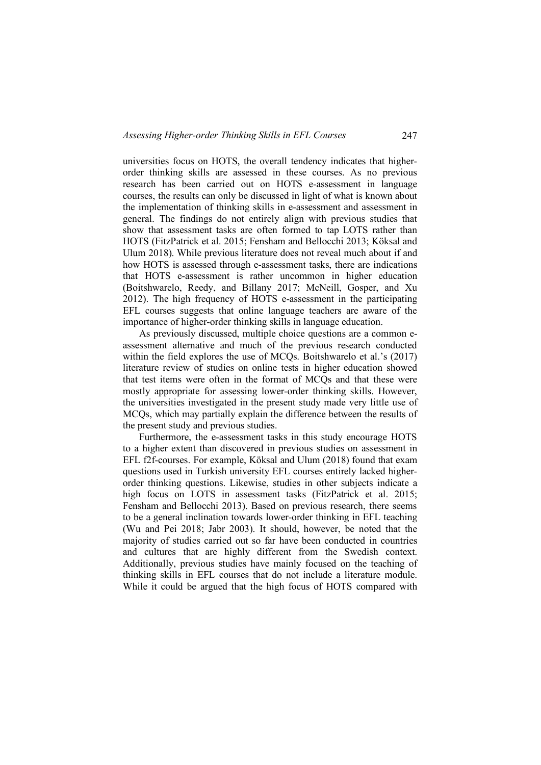universities focus on HOTS, the overall tendency indicates that higher-order thinking skills are assessed in these courses. As no previous research has been carried out on HOTS e-assessment in language courses, the results can only be discussed in light of what is known about the implementation of thinking skills in e-assessment and assessment in general. The findings do not entirely align with previous studies that show that assessment tasks are often formed to tap LOTS rather than HOTS (FitzPatrick et al. 2015; Fensham and Bellocchi 2013; Köksal and Ulum 2018). While previous literature does not reveal much about if and how HOTS is assessed through e-assessment tasks, there are indications that HOTS e-assessment is rather uncommon in higher education (Boitshwarelo, Reedy, and Billany 2017; McNeill, Gosper, and Xu 2012). The high frequency of HOTS e-assessment in the participating EFL courses suggests that online language teachers are aware of the importance of higher-order thinking skills in language education.

As previously discussed, multiple choice questions are a common e-assessment alternative and much of the previous research conducted within the field explores the use of MCQs. Boitshwarelo et al.'s (2017) literature review of studies on online tests in higher education showed that test items were often in the format of MCQs and that these were mostly appropriate for assessing lower-order thinking skills. However, the universities investigated in the present study made very little use of MCQs, which may partially explain the difference between the results of the present study and previous studies.

Furthermore, the e-assessment tasks in this study encourage HOTS to a higher extent than discovered in previous studies on assessment in EFL f2f-courses. For example, Köksal and Ulum (2018) found that exam questions used in Turkish university EFL courses entirely lacked higher-order thinking questions. Likewise, studies in other subjects indicate a high focus on LOTS in assessment tasks (FitzPatrick et al. 2015; Fensham and Bellocchi 2013). Based on previous research, there seems to be a general inclination towards lower-order thinking in EFL teaching (Wu and Pei 2018; Jabr 2003). It should, however, be noted that the majority of studies carried out so far have been conducted in countries and cultures that are highly different from the Swedish context. Additionally, previous studies have mainly focused on the teaching of thinking skills in EFL courses that do not include a literature module. While it could be argued that the high focus of HOTS compared with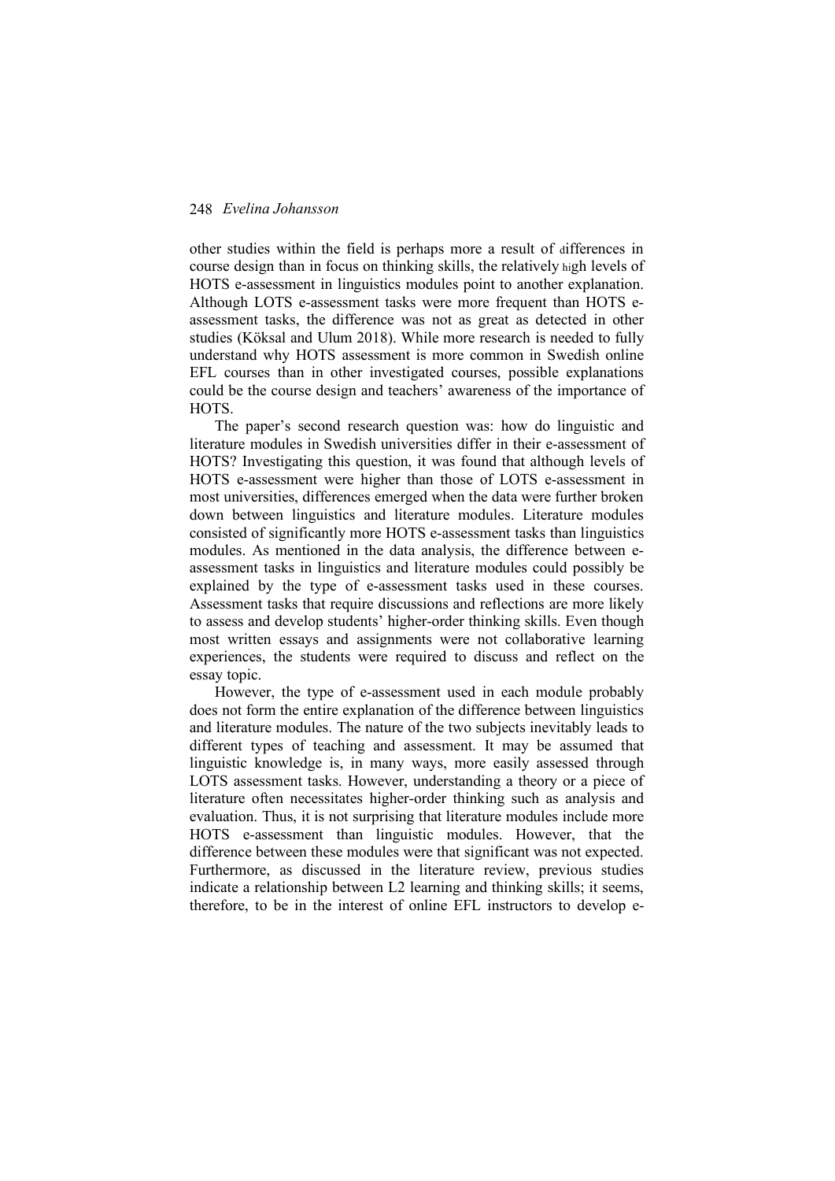other studies within the field is perhaps more a result of differences in course design than in focus on thinking skills, the relatively high levels of HOTS e-assessment in linguistics modules point to another explanation. Although LOTS e-assessment tasks were more frequent than HOTS e-assessment tasks, the difference was not as great as detected in other studies (Köksal and Ulum 2018). While more research is needed to fully understand why HOTS assessment is more common in Swedish online EFL courses than in other investigated courses, possible explanations could be the course design and teachers' awareness of the importance of HOTS.

The paper's second research question was: how do linguistic and literature modules in Swedish universities differ in their e-assessment of HOTS? Investigating this question, it was found that although levels of HOTS e-assessment were higher than those of LOTS e-assessment in most universities, differences emerged when the data were further broken down between linguistics and literature modules. Literature modules consisted of significantly more HOTS e-assessment tasks than linguistics modules. As mentioned in the data analysis, the difference between e-assessment tasks in linguistics and literature modules could possibly be explained by the type of e-assessment tasks used in these courses. Assessment tasks that require discussions and reflections are more likely to assess and develop students' higher-order thinking skills. Even though most written essays and assignments were not collaborative learning experiences, the students were required to discuss and reflect on the essay topic.

However, the type of e-assessment used in each module probably does not form the entire explanation of the difference between linguistics and literature modules. The nature of the two subjects inevitably leads to different types of teaching and assessment. It may be assumed that linguistic knowledge is, in many ways, more easily assessed through LOTS assessment tasks. However, understanding a theory or a piece of literature often necessitates higher-order thinking such as analysis and evaluation. Thus, it is not surprising that literature modules include more HOTS e-assessment than linguistic modules. However, that the difference between these modules were that significant was not expected. Furthermore, as discussed in the literature review, previous studies indicate a relationship between L2 learning and thinking skills; it seems, therefore, to be in the interest of online EFL instructors to develop e-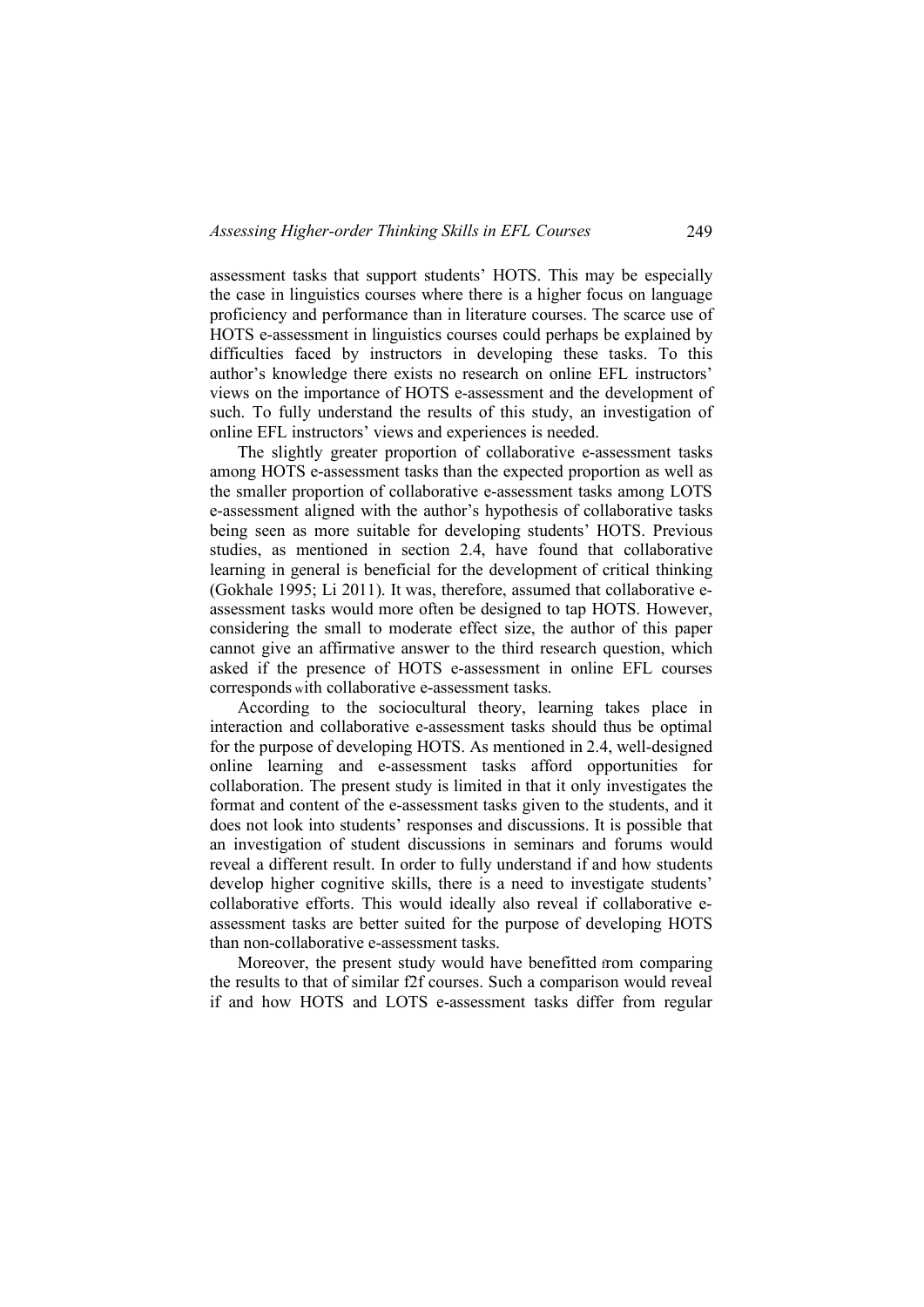assessment tasks that support students' HOTS. This may be especially the case in linguistics courses where there is a higher focus on language proficiency and performance than in literature courses. The scarce use of HOTS e-assessment in linguistics courses could perhaps be explained by difficulties faced by instructors in developing these tasks. To this author's knowledge there exists no research on online EFL instructors' views on the importance of HOTS e-assessment and the development of such. To fully understand the results of this study, an investigation of online EFL instructors' views and experiences is needed.

The slightly greater proportion of collaborative e-assessment tasks among HOTS e-assessment tasks than the expected proportion as well as the smaller proportion of collaborative e-assessment tasks among LOTS e-assessment aligned with the author's hypothesis of collaborative tasks being seen as more suitable for developing students' HOTS. Previous studies, as mentioned in section 2.4, have found that collaborative learning in general is beneficial for the development of critical thinking (Gokhale 1995; Li 2011). It was, therefore, assumed that collaborative e-assessment tasks would more often be designed to tap HOTS. However, considering the small to moderate effect size, the author of this paper cannot give an affirmative answer to the third research question, which asked if the presence of HOTS e-assessment in online EFL courses corresponds with collaborative e-assessment tasks.

According to the sociocultural theory, learning takes place in interaction and collaborative e-assessment tasks should thus be optimal for the purpose of developing HOTS. As mentioned in 2.4, well-designed online learning and e-assessment tasks afford opportunities for collaboration. The present study is limited in that it only investigates the format and content of the e-assessment tasks given to the students, and it does not look into students' responses and discussions. It is possible that an investigation of student discussions in seminars and forums would reveal a different result. In order to fully understand if and how students develop higher cognitive skills, there is a need to investigate students' collaborative efforts. This would ideally also reveal if collaborative e-assessment tasks are better suited for the purpose of developing HOTS than non-collaborative e-assessment tasks.

Moreover, the present study would have benefitted from comparing the results to that of similar f2f courses. Such a comparison would reveal if and how HOTS and LOTS e-assessment tasks differ from regular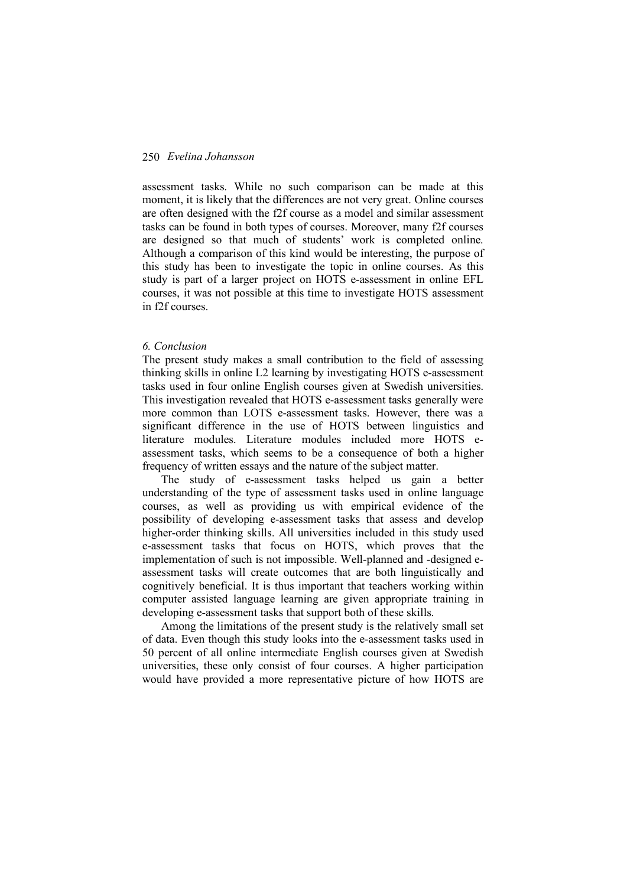assessment tasks. While no such comparison can be made at this moment, it is likely that the differences are not very great. Online courses are often designed with the f2f course as a model and similar assessment tasks can be found in both types of courses. Moreover, many f2f courses are designed so that much of students' work is completed online. Although a comparison of this kind would be interesting, the purpose of this study has been to investigate the topic in online courses. As this study is part of a larger project on HOTS e-assessment in online EFL courses, it was not possible at this time to investigate HOTS assessment in f2f courses.

### *6. Conclusion*

The present study makes a small contribution to the field of assessing thinking skills in online L2 learning by investigating HOTS e-assessment tasks used in four online English courses given at Swedish universities. This investigation revealed that HOTS e-assessment tasks generally were more common than LOTS e-assessment tasks. However, there was a significant difference in the use of HOTS between linguistics and literature modules. Literature modules included more HOTS e-assessment tasks, which seems to be a consequence of both a higher frequency of written essays and the nature of the subject matter.

The study of e-assessment tasks helped us gain a better understanding of the type of assessment tasks used in online language courses, as well as providing us with empirical evidence of the possibility of developing e-assessment tasks that assess and develop higher-order thinking skills. All universities included in this study used e-assessment tasks that focus on HOTS, which proves that the implementation of such is not impossible. Well-planned and -designed e-assessment tasks will create outcomes that are both linguistically and cognitively beneficial. It is thus important that teachers working within computer assisted language learning are given appropriate training in developing e-assessment tasks that support both of these skills.

Among the limitations of the present study is the relatively small set of data. Even though this study looks into the e-assessment tasks used in 50 percent of all online intermediate English courses given at Swedish universities, these only consist of four courses. A higher participation would have provided a more representative picture of how HOTS are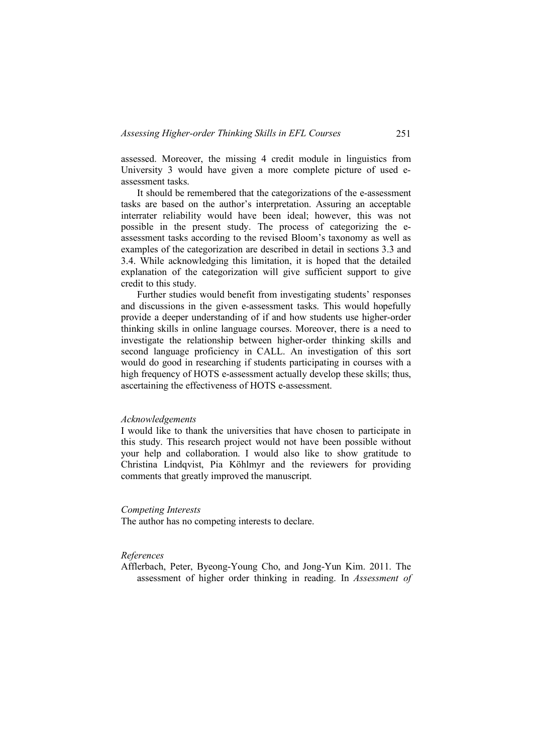assessed. Moreover, the missing 4 credit module in linguistics from University 3 would have given a more complete picture of used e-assessment tasks.

It should be remembered that the categorizations of the e-assessment tasks are based on the author's interpretation. Assuring an acceptable interrater reliability would have been ideal; however, this was not possible in the present study. The process of categorizing the e-assessment tasks according to the revised Bloom's taxonomy as well as examples of the categorization are described in detail in sections 3.3 and 3.4. While acknowledging this limitation, it is hoped that the detailed explanation of the categorization will give sufficient support to give credit to this study.

Further studies would benefit from investigating students' responses and discussions in the given e-assessment tasks. This would hopefully provide a deeper understanding of if and how students use higher-order thinking skills in online language courses. Moreover, there is a need to investigate the relationship between higher-order thinking skills and second language proficiency in CALL. An investigation of this sort would do good in researching if students participating in courses with a high frequency of HOTS e-assessment actually develop these skills; thus, ascertaining the effectiveness of HOTS e-assessment.

*Acknowledgements*

I would like to thank the universities that have chosen to participate in this study. This research project would not have been possible without your help and collaboration. I would also like to show gratitude to Christina Lindqvist, Pia Köhlmyr and the reviewers for providing comments that greatly improved the manuscript.

*Competing Interests*

The author has no competing interests to declare.

*References*

Afflerbach, Peter, Byeong-Young Cho, and Jong-Yun Kim. 2011. The assessment of higher order thinking in reading. In *Assessment of*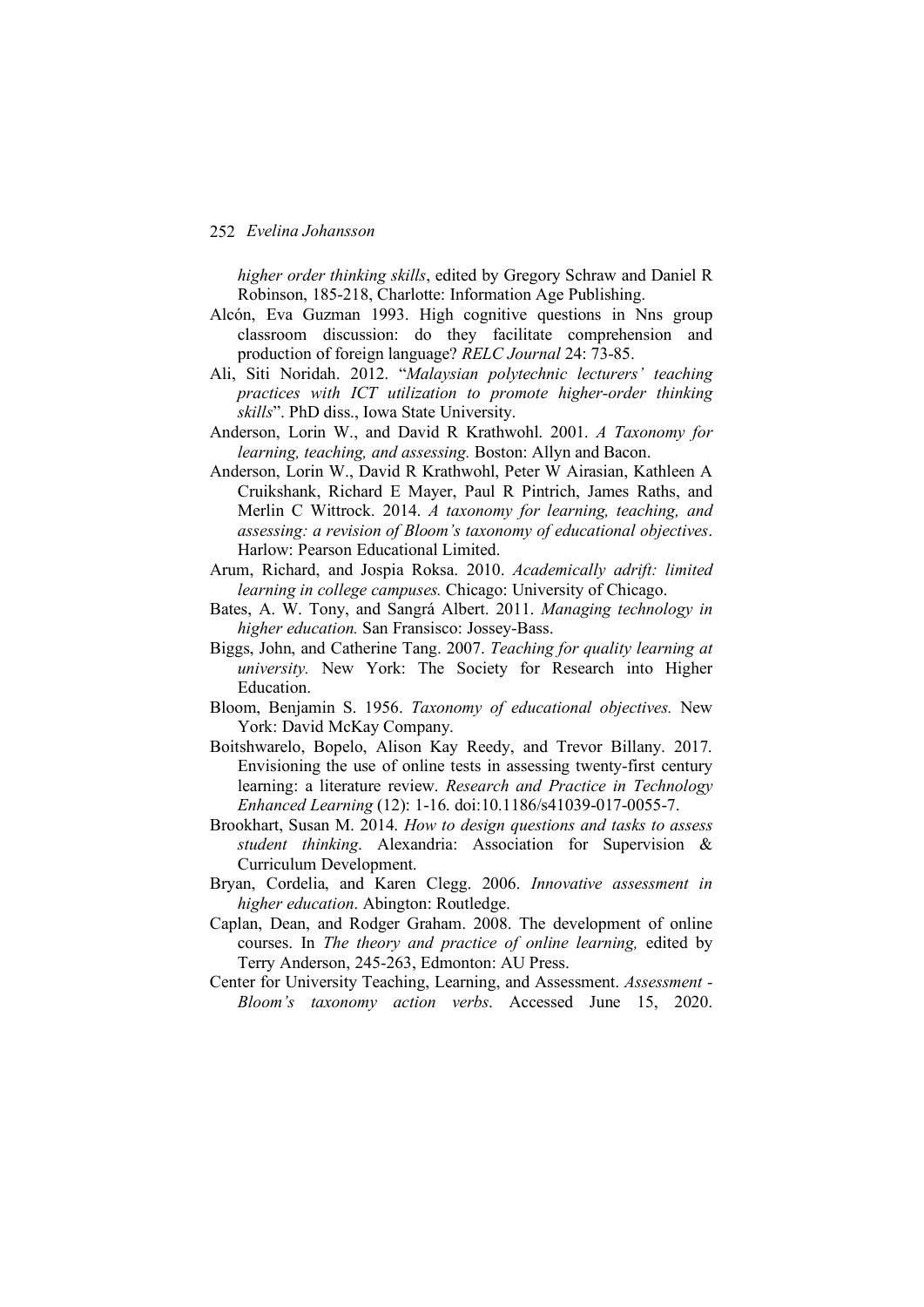*higher order thinking skills*, edited by Gregory Schraw and Daniel R Robinson, 185-218, Charlotte: Information Age Publishing.

Alcón, Eva Guzman 1993. High cognitive questions in Nns group classroom discussion: do they facilitate comprehension and production of foreign language? *RELC Journal* 24: 73-85.

Ali, Siti Noridah. 2012. "*Malaysian polytechnic lecturers' teaching practices with ICT utilization to promote higher-order thinking skills*". PhD diss., Iowa State University.

Anderson, Lorin W., and David R Krathwohl. 2001. *A Taxonomy for learning, teaching, and assessing.* Boston: Allyn and Bacon.

Anderson, Lorin W., David R Krathwohl, Peter W Airasian, Kathleen A Cruikshank, Richard E Mayer, Paul R Pintrich, James Raths, and Merlin C Wittrock. 2014. *A taxonomy for learning, teaching, and assessing: a revision of Bloom's taxonomy of educational objectives*. Harlow: Pearson Educational Limited.

Arum, Richard, and Jospia Roksa. 2010. *Academically adrift: limited learning in college campuses.* Chicago: University of Chicago.

Bates, A. W. Tony, and Sangrá Albert. 2011. *Managing technology in higher education.* San Fransisco: Jossey-Bass.

Biggs, John, and Catherine Tang. 2007. *Teaching for quality learning at university.* New York: The Society for Research into Higher Education.

Bloom, Benjamin S. 1956. *Taxonomy of educational objectives.* New York: David McKay Company.

Boitshwarelo, Bopelo, Alison Kay Reedy, and Trevor Billany. 2017. Envisioning the use of online tests in assessing twenty-first century learning: a literature review. *Research and Practice in Technology Enhanced Learning* (12): 1-16. doi:10.1186/s41039-017-0055-7.

Brookhart, Susan M. 2014. *How to design questions and tasks to assess student thinking*. Alexandria: Association for Supervision & Curriculum Development.

Bryan, Cordelia, and Karen Clegg. 2006. *Innovative assessment in higher education*. Abington: Routledge.

Caplan, Dean, and Rodger Graham. 2008. The development of online courses. In *The theory and practice of online learning,* edited by Terry Anderson, 245-263, Edmonton: AU Press.

Center for University Teaching, Learning, and Assessment. *Assessment - Bloom's taxonomy action verbs*. Accessed June 15, 2020.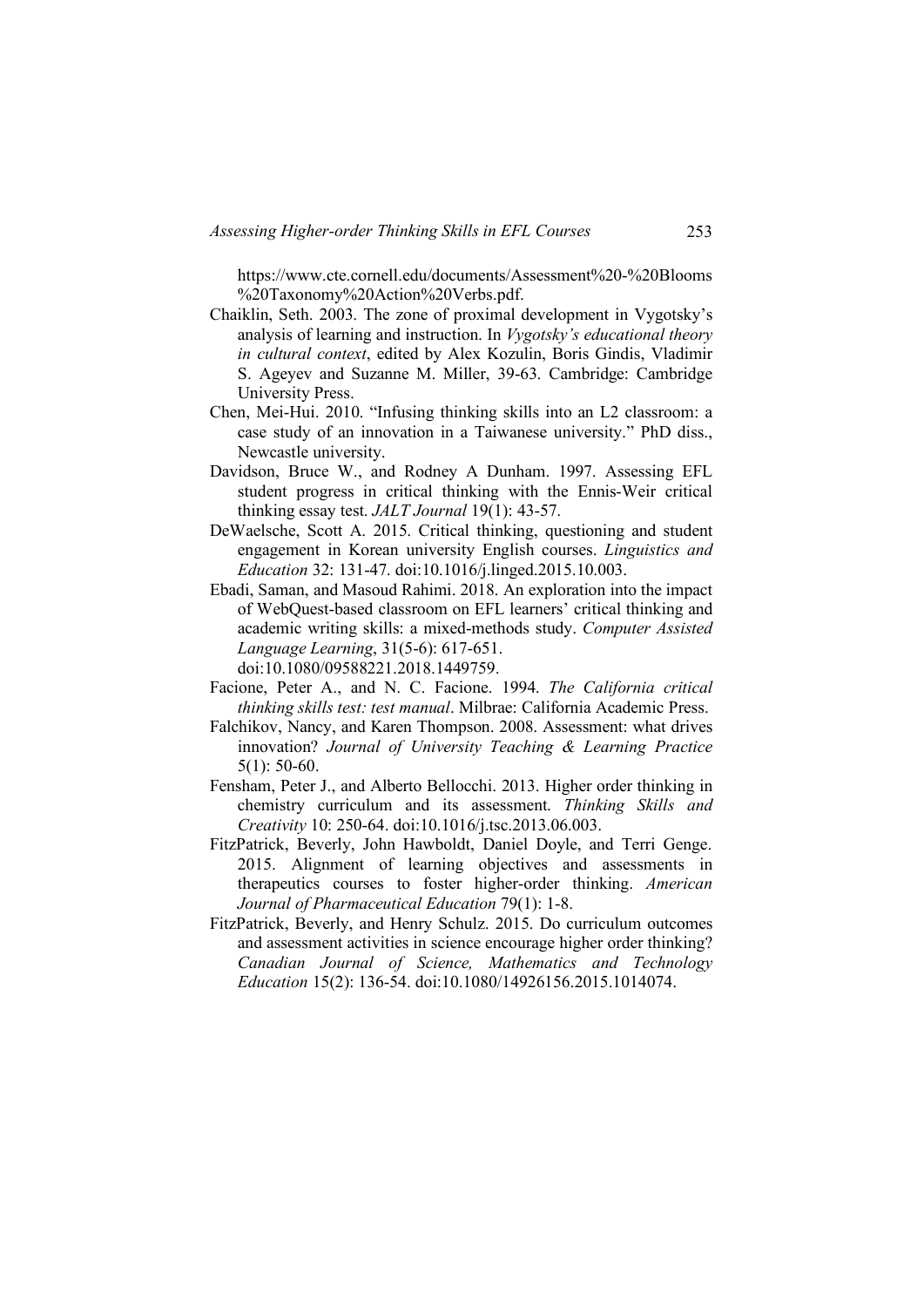https://www.cte.cornell.edu/documents/Assessment%20-%20Blooms%20Taxonomy%20Action%20Verbs.pdf.

Chaiklin, Seth. 2003. The zone of proximal development in Vygotsky's analysis of learning and instruction. In *Vygotsky's educational theory in cultural context*, edited by Alex Kozulin, Boris Gindis, Vladimir S. Ageyev and Suzanne M. Miller, 39-63. Cambridge: Cambridge University Press.

Chen, Mei-Hui. 2010. "Infusing thinking skills into an L2 classroom: a case study of an innovation in a Taiwanese university." PhD diss., Newcastle university.

Davidson, Bruce W., and Rodney A Dunham. 1997. Assessing EFL student progress in critical thinking with the Ennis-Weir critical thinking essay test. *JALT Journal* 19(1): 43-57.

DeWaelsche, Scott A. 2015. Critical thinking, questioning and student engagement in Korean university English courses. *Linguistics and Education* 32: 131-47. doi:10.1016/j.linged.2015.10.003.

Ebadi, Saman, and Masoud Rahimi. 2018. An exploration into the impact of WebQuest-based classroom on EFL learners' critical thinking and academic writing skills: a mixed-methods study. *Computer Assisted Language Learning*, 31(5-6): 617-651. doi:10.1080/09588221.2018.1449759.

Facione, Peter A., and N. C. Facione. 1994. *The California critical thinking skills test: test manual*. Milbrae: California Academic Press.

Falchikov, Nancy, and Karen Thompson. 2008. Assessment: what drives innovation? *Journal of University Teaching & Learning Practice* 5(1): 50-60.

Fensham, Peter J., and Alberto Bellocchi. 2013. Higher order thinking in chemistry curriculum and its assessment. *Thinking Skills and Creativity* 10: 250-64. doi:10.1016/j.tsc.2013.06.003.

FitzPatrick, Beverly, John Hawboldt, Daniel Doyle, and Terri Genge. 2015. Alignment of learning objectives and assessments in therapeutics courses to foster higher-order thinking. *American Journal of Pharmaceutical Education* 79(1): 1-8.

FitzPatrick, Beverly, and Henry Schulz. 2015. Do curriculum outcomes and assessment activities in science encourage higher order thinking? *Canadian Journal of Science, Mathematics and Technology Education* 15(2): 136-54. doi:10.1080/14926156.2015.1014074.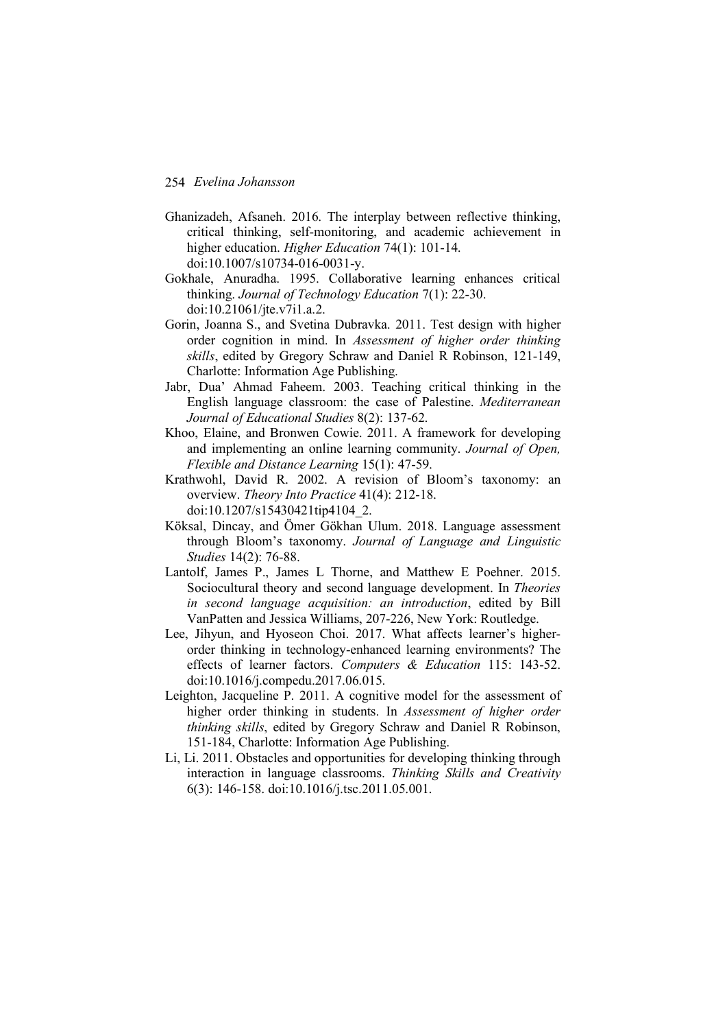Ghanizadeh, Afsaneh. 2016. The interplay between reflective thinking, critical thinking, self-monitoring, and academic achievement in higher education. *Higher Education* 74(1): 101-14. doi:10.1007/s10734-016-0031-y.

Gokhale, Anuradha. 1995. Collaborative learning enhances critical thinking. *Journal of Technology Education* 7(1): 22-30. doi:10.21061/jte.v7i1.a.2.

Gorin, Joanna S., and Svetina Dubravka. 2011. Test design with higher order cognition in mind. In *Assessment of higher order thinking skills*, edited by Gregory Schraw and Daniel R Robinson, 121-149, Charlotte: Information Age Publishing.

Jabr, Dua' Ahmad Faheem. 2003. Teaching critical thinking in the English language classroom: the case of Palestine. *Mediterranean Journal of Educational Studies* 8(2): 137-62.

Khoo, Elaine, and Bronwen Cowie. 2011. A framework for developing and implementing an online learning community. *Journal of Open, Flexible and Distance Learning* 15(1): 47-59.

Krathwohl, David R. 2002. A revision of Bloom's taxonomy: an overview. *Theory Into Practice* 41(4): 212-18. doi:10.1207/s15430421tip4104_2.

Köksal, Dincay, and Ömer Gökhan Ulum. 2018. Language assessment through Bloom's taxonomy. *Journal of Language and Linguistic Studies* 14(2): 76-88.

Lantolf, James P., James L Thorne, and Matthew E Poehner. 2015. Sociocultural theory and second language development. In *Theories in second language acquisition: an introduction*, edited by Bill VanPatten and Jessica Williams, 207-226, New York: Routledge.

Lee, Jihyun, and Hyoseon Choi. 2017. What affects learner's higher-order thinking in technology-enhanced learning environments? The effects of learner factors. *Computers & Education* 115: 143-52. doi:10.1016/j.compedu.2017.06.015.

Leighton, Jacqueline P. 2011. A cognitive model for the assessment of higher order thinking in students. In *Assessment of higher order thinking skills*, edited by Gregory Schraw and Daniel R Robinson, 151-184, Charlotte: Information Age Publishing.

Li, Li. 2011. Obstacles and opportunities for developing thinking through interaction in language classrooms. *Thinking Skills and Creativity* 6(3): 146-158. doi:10.1016/j.tsc.2011.05.001.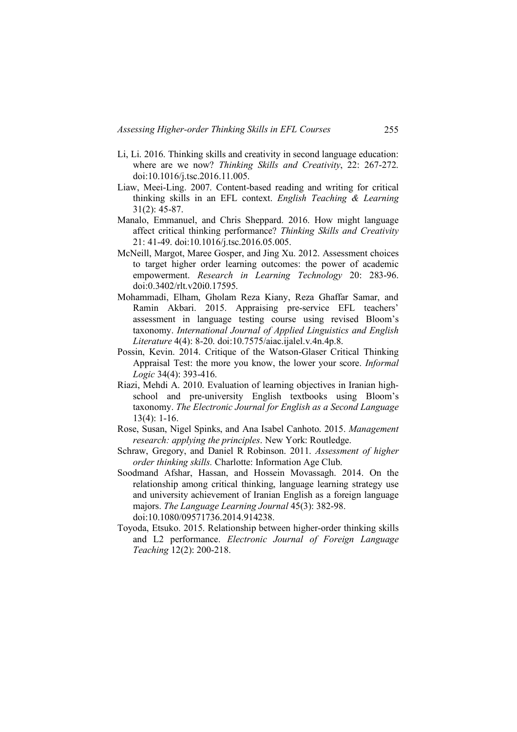Li, Li. 2016. Thinking skills and creativity in second language education: where are we now? *Thinking Skills and Creativity*, 22: 267-272. doi:10.1016/j.tsc.2016.11.005.

Liaw, Meei-Ling. 2007. Content-based reading and writing for critical thinking skills in an EFL context. *English Teaching & Learning* 31(2): 45-87.

Manalo, Emmanuel, and Chris Sheppard. 2016. How might language affect critical thinking performance? *Thinking Skills and Creativity* 21: 41-49. doi:10.1016/j.tsc.2016.05.005.

McNeill, Margot, Maree Gosper, and Jing Xu. 2012. Assessment choices to target higher order learning outcomes: the power of academic empowerment. *Research in Learning Technology* 20: 283-96. doi:0.3402/rlt.v20i0.17595.

Mohammadi, Elham, Gholam Reza Kiany, Reza Ghaffar Samar, and Ramin Akbari. 2015. Appraising pre-service EFL teachers' assessment in language testing course using revised Bloom's taxonomy. *International Journal of Applied Linguistics and English Literature* 4(4): 8-20. doi:10.7575/aiac.ijalel.v.4n.4p.8.

Possin, Kevin. 2014. Critique of the Watson-Glaser Critical Thinking Appraisal Test: the more you know, the lower your score. *Informal Logic* 34(4): 393-416.

Riazi, Mehdi A. 2010. Evaluation of learning objectives in Iranian high-school and pre-university English textbooks using Bloom's taxonomy. *The Electronic Journal for English as a Second Language* 13(4): 1-16.

Rose, Susan, Nigel Spinks, and Ana Isabel Canhoto. 2015. *Management research: applying the principles*. New York: Routledge.

Schraw, Gregory, and Daniel R Robinson. 2011. *Assessment of higher order thinking skills.* Charlotte: Information Age Club.

Soodmand Afshar, Hassan, and Hossein Movassagh. 2014. On the relationship among critical thinking, language learning strategy use and university achievement of Iranian English as a foreign language majors. *The Language Learning Journal* 45(3): 382-98. doi:10.1080/09571736.2014.914238.

Toyoda, Etsuko. 2015. Relationship between higher-order thinking skills and L2 performance. *Electronic Journal of Foreign Language Teaching* 12(2): 200-218.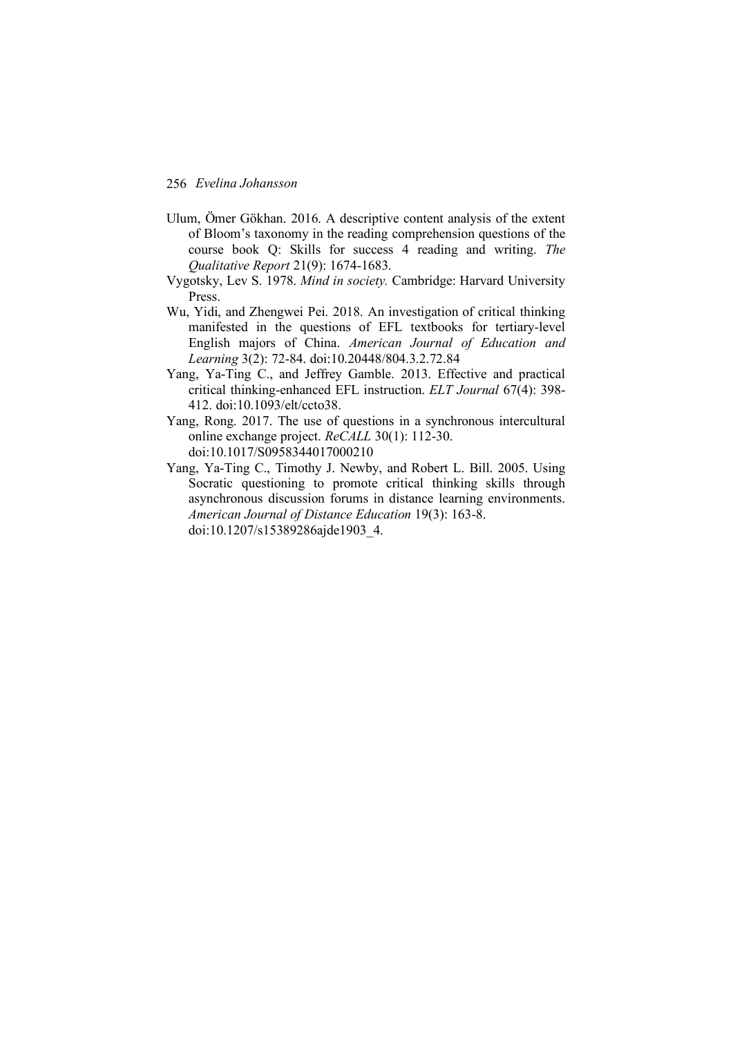Ulum, Ömer Gökhan. 2016. A descriptive content analysis of the extent of Bloom's taxonomy in the reading comprehension questions of the course book Q: Skills for success 4 reading and writing. *The Qualitative Report* 21(9): 1674-1683.

Vygotsky, Lev S. 1978. *Mind in society.* Cambridge: Harvard University Press.

Wu, Yidi, and Zhengwei Pei. 2018. An investigation of critical thinking manifested in the questions of EFL textbooks for tertiary-level English majors of China. *American Journal of Education and Learning* 3(2): 72-84. doi:10.20448/804.3.2.72.84

Yang, Ya-Ting C., and Jeffrey Gamble. 2013. Effective and practical critical thinking-enhanced EFL instruction. *ELT Journal* 67(4): 398-412. doi:10.1093/elt/ccto38.

Yang, Rong. 2017. The use of questions in a synchronous intercultural online exchange project. *ReCALL* 30(1): 112-30. doi:10.1017/S0958344017000210

Yang, Ya-Ting C., Timothy J. Newby, and Robert L. Bill. 2005. Using Socratic questioning to promote critical thinking skills through asynchronous discussion forums in distance learning environments. *American Journal of Distance Education* 19(3): 163-8. doi:10.1207/s15389286ajde1903_4.